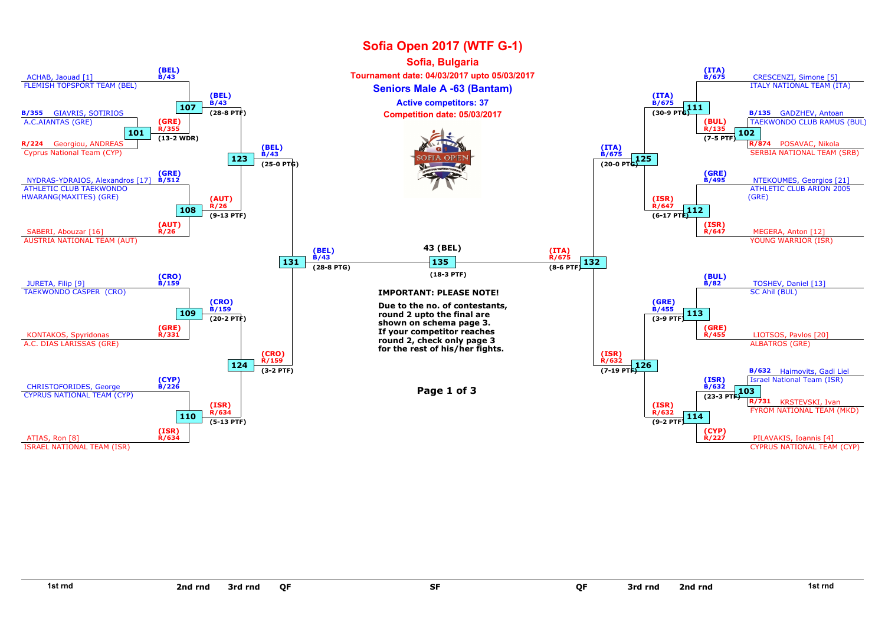# Sofia Open 2017 (WTF G-1)

## Sofia, Bulgaria

**Tournament date: 04/03/2017 upto 05/03/2017**

### Seniors Male A -63 (Bantam)

**Active competitors: 37**

**Competition date: 05/03/2017**

## 1st rnd

- B/355 GIAVRIS, SOTIRIOS – A.C.AIANTAS (GRE)
- R/224 Georgiou, ANDREAS – Cyprus National Team (CYP)
- Match 101: (GRE) R/355 (13-2 WDR)

- B/135 GADZHEV, Antoan – TAEKWONDO CLUB RAMUS (BUL)
- R/874 POSAVAC, Nikola – SERBIA NATIONAL TEAM (SRB)
- Match 102: (BUL) R/135 (7-5 PTF)

- B/632 Haimovits, Gadi Liel – Israel National Team (ISR)
- R/731 KRSTEVSKI, Ivan – FYROM NATIONAL TEAM (MKD)
- Match 103: (ISR) B/632 (23-3 PTF)

## 2nd rnd

- Match 107: ACHAB, Jaouad [1] – FLEMISH TOPSPORT TEAM (BEL) (BEL) B/43 vs. winner 101 (GRE) R/355 → (BEL) B/43 (28-8 PTF)
- Match 108: NYDRAS-YDRAIOS, Alexandros [17] – ATHLETIC CLUB TAEKWONDO HWARANG(MAXITES) (GRE) (GRE) B/512 vs. SABERI, Abouzar [16] – AUSTRIA NATIONAL TEAM (AUT) (AUT) R/26 → (AUT) R/26 (9-13 PTF)
- Match 109: JURETA, Filip [9] – TAEKWONDO CASPER (CRO) (CRO) B/159 vs. KONTAKOS, Spyridonas – A.C. DIAS LARISSAS (GRE) (GRE) R/331 → (CRO) B/159 (20-2 PTF)
- Match 110: CHRISTOFORIDES, George – CYPRUS NATIONAL TEAM (CYP) (CYP) B/226 vs. ATIAS, Ron [8] – ISRAEL NATIONAL TEAM (ISR) (ISR) R/634 → (ISR) R/634 (5-13 PTF)
- Match 111: CRESCENZI, Simone [5] – ITALY NATIONAL TEAM (ITA) (ITA) B/675 vs. winner 102 (BUL) R/135 → (ITA) B/675 (30-9 PTG)
- Match 112: NTEKOUMES, Georgios [21] – ATHLETIC CLUB ARION 2005 (GRE) (GRE) B/495 vs. MEGERA, Anton [12] – YOUNG WARRIOR (ISR) (ISR) R/647 → (ISR) R/647 (6-17 PTF)
- Match 113: TOSHEV, Daniel [13] – SC Ahil (BUL) (BUL) B/82 vs. LIOTSOS, Pavlos [20] – ALBATROS (GRE) (GRE) R/455 → (GRE) B/455 (3-9 PTF)
- Match 114: winner 103 (ISR) B/632 vs. PILAVAKIS, Ioannis [4] – CYPRUS NATIONAL TEAM (CYP) (CYP) R/227 → (ISR) R/632 (9-2 PTF)

## 3rd rnd

- Match 123: (BEL) B/43 vs. (AUT) R/26 → (BEL) B/43 (25-0 PTG)
- Match 124: (CRO) B/159 vs. (ISR) R/634 → (CRO) R/159 (3-2 PTF)
- Match 125: (ITA) B/675 vs. (ISR) R/647 → (ITA) B/675 (20-0 PTG)
- Match 126: (GRE) B/455 vs. (ISR) R/632 → (ISR) R/632 (7-19 PTF)

## QF

- Match 131: (BEL) B/43 vs. (CRO) R/159 → (BEL) B/43 (28-8 PTG)
- Match 132: (ITA) B/675 vs. (ISR) R/632 → (ITA) R/675 (8-6 PTF)

## SF

- Match 135: (BEL) B/43 vs. (ITA) R/675 → 43 (BEL) (18-3 PTF)

**IMPORTANT: PLEASE NOTE!**

**Due to the no. of contestants, round 2 upto the final are shown on schema page 3. If your competitor reaches round 2, check only page 3 for the rest of his/her fights.**

1st rnd | 2nd rnd | 3rd rnd | QF | SF | QF | 3rd rnd | 2nd rnd | 1st rnd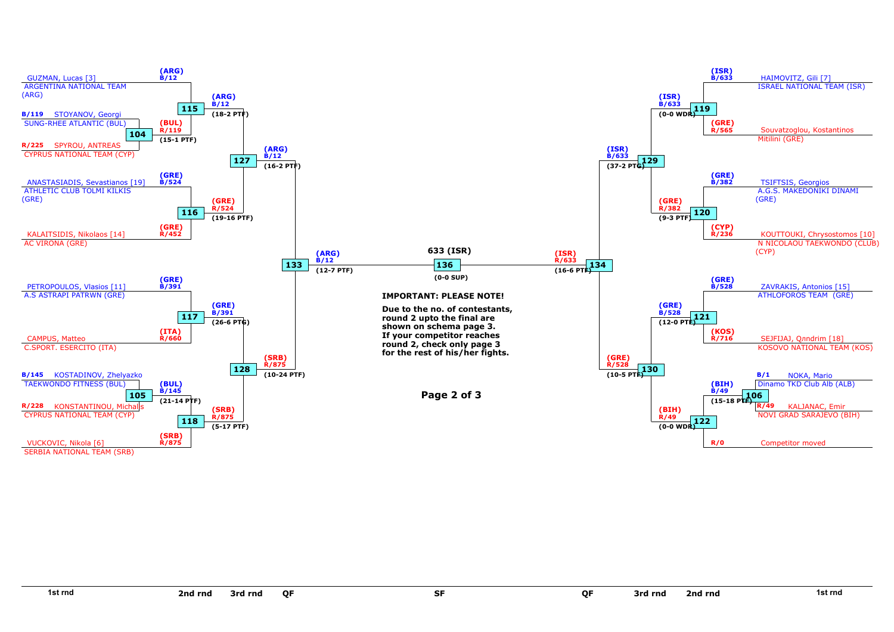**Left side of bracket**

1st rnd / 2nd rnd / 3rd rnd / QF

- GUZMAN, Lucas [3] — ARGENTINA NATIONAL TEAM (ARG) — (ARG) B/12
- B/119 STOYANOV, Georgi — SUNG-RHEE ATLANTIC (BUL)
- R/225 SPYROU, ANTREAS — CYPRUS NATIONAL TEAM (CYP)
- Match 104: (BUL) R/119 (15-1 PTF)
- Match 115: (ARG) B/12 (18-2 PTF)
- ANASTASIADIS, Sevastianos [19] — ATHLETIC CLUB TOLMI KILKIS (GRE) — (GRE) B/524
- KALAITSIDIS, Nikolaos [14] — AC VIRONA (GRE) — (GRE) R/452
- Match 116: (GRE) R/524 (19-16 PTF)
- Match 127: (ARG) B/12 (16-2 PTF)
- PETROPOULOS, Vlasios [11] — A.S ASTRAPI PATRWN (GRE) — (GRE) B/391
- CAMPUS, Matteo — C.SPORT. ESERCITO (ITA) — (ITA) R/660
- Match 117: (GRE) B/391 (26-6 PTG)
- B/145 KOSTADINOV, Zhelyazko — TAEKWONDO FITNESS (BUL)
- R/228 KONSTANTINOU, Michalis — CYPRUS NATIONAL TEAM (CYP)
- Match 105: (BUL) B/145 (21-14 PTF)
- VUCKOVIC, Nikola [6] — SERBIA NATIONAL TEAM (SRB) — (SRB) R/875
- Match 118: (SRB) R/875 (5-17 PTF)
- Match 128: (SRB) R/875 (10-24 PTF)
- Match 133: (ARG) B/12 (12-7 PTF)

**SF**

- Match 136: 633 (ISR) (0-0 SUP)

**Right side of bracket**

QF / 3rd rnd / 2nd rnd / 1st rnd

- HAIMOVITZ, Gili [7] — ISRAEL NATIONAL TEAM (ISR) — (ISR) B/633
- Souvatzoglou, Kostantinos — Mitilini (GRE) — (GRE) R/565
- Match 119: (ISR) B/633 (0-0 WDR)
- TSIFTSIS, Georgios — A.G.S. MAKEDONIKI DINAMI (GRE) — (GRE) B/382
- KOUTTOUKI, Chrysostomos [10] — N NICOLAOU TAEKWONDO (CLUB) (CYP) — (CYP) R/236
- Match 120: (GRE) R/382 (9-3 PTF)
- Match 129: (ISR) B/633 (37-2 PTG)
- ZAVRAKIS, Antonios [15] — ATHLOFOROS TEAM (GRE) — (GRE) B/528
- SEJFIJAJ, Qnndrim [18] — KOSOVO NATIONAL TEAM (KOS) — (KOS) R/716
- Match 121: (GRE) B/528 (12-0 PTF)
- B/1 NOKA, Mario — Dinamo TKD Club Alb (ALB)
- R/49 KALJANAC, Emir — NOVI GRAD SARAJEVO (BIH)
- Match 106: (BIH) B/49 (15-18 PTF)
- R/0 Competitor moved
- Match 122: (BIH) R/49 (0-0 WDR)
- Match 130: (GRE) R/528 (10-5 PTF)
- Match 134: (ISR) R/633 (16-6 PTF)

**IMPORTANT: PLEASE NOTE!**

**Due to the no. of contestants, round 2 upto the final are shown on schema page 3. If your competitor reaches round 2, check only page 3 for the rest of his/her fights.**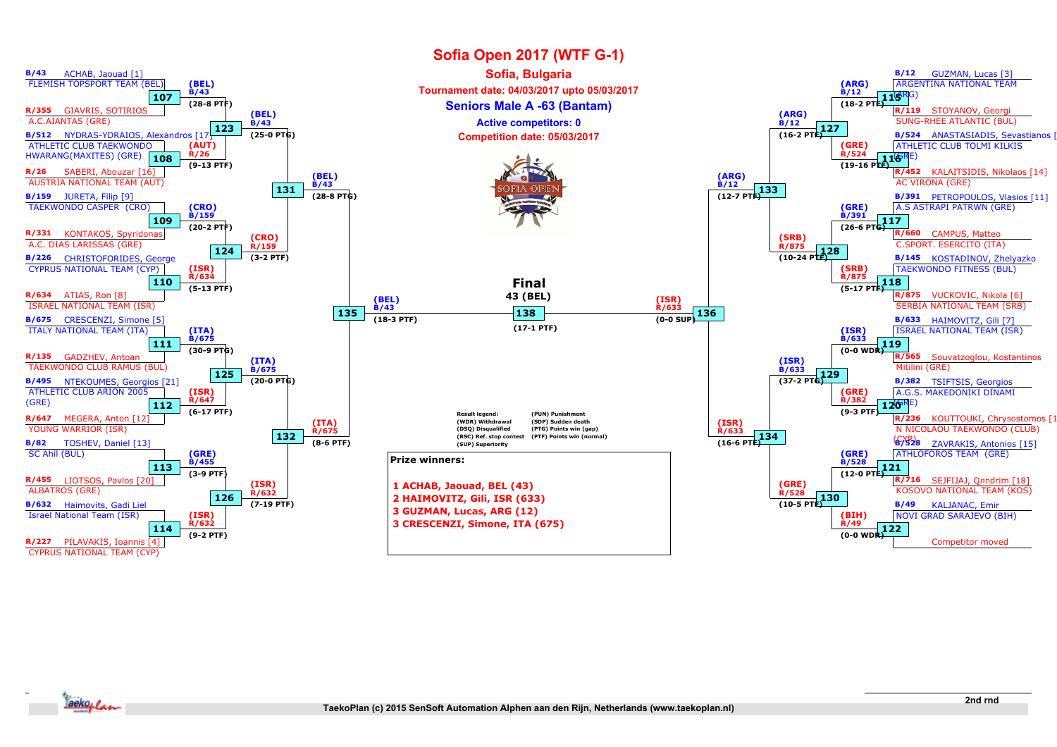# Sofia Open 2017 (WTF G-1)

## Sofia, Bulgaria

**Tournament date: 04/03/2017 upto 05/03/2017**

### Seniors Male A -63 (Bantam)

**Active competitors: 0**

**Competition date: 05/03/2017**

B/43 ACHAB, Jaouad [1]
FLEMISH TOPSPORT TEAM (BEL)

107 — (BEL) B/43 (28-8 PTF)

R/355 GIAVRIS, SOTIRIOS
A.C.AIANTAS (GRE)

123 — (BEL) B/43 (25-0 PTG)

B/512 NYDRAS-YDRAIOS, Alexandros [17]
ATHLETIC CLUB TAEKWONDO HWARANG(MAXITES) (GRE)

108 — (AUT) R/26 (9-13 PTF)

R/26 SABERI, Abouzar [16]
AUSTRIA NATIONAL TEAM (AUT)

131 — (BEL) B/43 (28-8 PTG)

B/159 JURETA, Filip [9]
TAEKWONDO CASPER (CRO)

109 — (CRO) B/159 (20-2 PTF)

R/331 KONTAKOS, Spyridonas
A.C. DIAS LARISSAS (GRE)

124 — (CRO) R/159 (3-2 PTF)

B/226 CHRISTOFORIDES, George
CYPRUS NATIONAL TEAM (CYP)

110 — (ISR) R/634 (5-13 PTF)

R/634 ATIAS, Ron [8]
ISRAEL NATIONAL TEAM (ISR)

135 — (BEL) B/43 (18-3 PTF)

B/675 CRESCENZI, Simone [5]
ITALY NATIONAL TEAM (ITA)

111 — (ITA) B/675 (30-9 PTG)

R/135 GADZHEV, Antoan
TAEKWONDO CLUB RAMUS (BUL)

125 — (ITA) B/675 (20-0 PTG)

B/495 NTEKOUMES, Georgios [21]
ATHLETIC CLUB ARION 2005 (GRE)

112 — (ISR) R/647 (6-17 PTF)

R/647 MEGERA, Anton [12]
YOUNG WARRIOR (ISR)

132 — (ITA) R/675 (8-6 PTF)

B/82 TOSHEV, Daniel [13]
SC Ahil (BUL)

113 — (GRE) B/455 (3-9 PTF)

R/455 LIOTSOS, Pavlos [20]
ALBATROS (GRE)

126 — (ISR) R/632 (7-19 PTF)

B/632 Haimovits, Gadi Liel
Israel National Team (ISR)

114 — (ISR) R/632 (9-2 PTF)

R/227 PILAVAKIS, Ioannis [4]
CYPRUS NATIONAL TEAM (CYP)

**Final**

**43 (BEL)**

138 — (17-1 PTF)

B/12 GUZMAN, Lucas [3]
ARGENTINA NATIONAL TEAM (ARG)

115 — (ARG) B/12 (18-2 PTF)

R/119 STOYANOV, Georgi
SUNG-RHEE ATLANTIC (BUL)

127 — (ARG) B/12 (16-2 PTF)

B/524 ANASTASIADIS, Sevastianos [
ATHLETIC CLUB TOLMI KILKIS (GRE)

116 — (GRE) R/524 (19-16 PTF)

R/452 KALAITSIDIS, Nikolaos [14]
AC VIRONA (GRE)

133 — (ARG) B/12 (12-7 PTF)

B/391 PETROPOULOS, Vlasios [11]
A.S ASTRAPI PATRWN (GRE)

117 — (GRE) B/391 (26-6 PTG)

R/660 CAMPUS, Matteo
C.SPORT. ESERCITO (ITA)

128 — (SRB) R/875 (10-24 PTF)

B/145 KOSTADINOV, Zhelyazko
TAEKWONDO FITNESS (BUL)

118 — (SRB) R/875 (5-17 PTF)

R/875 VUCKOVIC, Nikola [6]
SERBIA NATIONAL TEAM (SRB)

136 — (ISR) R/633 (0-0 SUP)

B/633 HAIMOVITZ, Gili [7]
ISRAEL NATIONAL TEAM (ISR)

119 — (ISR) B/633 (0-0 WDR)

R/565 Souvatzoglou, Kostantinos
Mitilini (GRE)

129 — (ISR) B/633 (37-2 PTG)

B/382 TSIFTSIS, Georgios
A.G.S. MAKEDONIKI DINAMI (GRE)

120 — (GRE) R/382 (9-3 PTF)

R/236 KOUTTOUKI, Chrysostomos [1
N NICOLAOU TAEKWONDO (CLUB) (CYP)

134 — (ISR) R/633 (16-6 PTF)

B/528 ZAVRAKIS, Antonios [15]
ATHLOFOROS TEAM (GRE)

121 — (GRE) B/528 (12-0 PTF)

R/716 SEJFIJAJ, Qnndrim [18]
KOSOVO NATIONAL TEAM (KOS)

130 — (GRE) R/528 (10-5 PTF)

B/49 KALJANAC, Emir
NOVI GRAD SARAJEVO (BIH)

122 — (BIH) R/49 (0-0 WDR)

Competitor moved

Result legend:
(WDR) Withdrawal — (PUN) Punishment
(DSQ) Disqualified — (SDP) Sudden death
(RSC) Ref. stop contest — (PTG) Points win (gap)
(SUP) Superiority — (PTF) Points win (normal)

**Prize winners:**

1. ACHAB, Jaouad, BEL (43)
2. HAIMOVITZ, Gili, ISR (633)
3. GUZMAN, Lucas, ARG (12)
3. CRESCENZI, Simone, ITA (675)

2nd rnd

TaekoPlan (c) 2015 SenSoft Automation Alphen aan den Rijn, Netherlands (www.taekoplan.nl)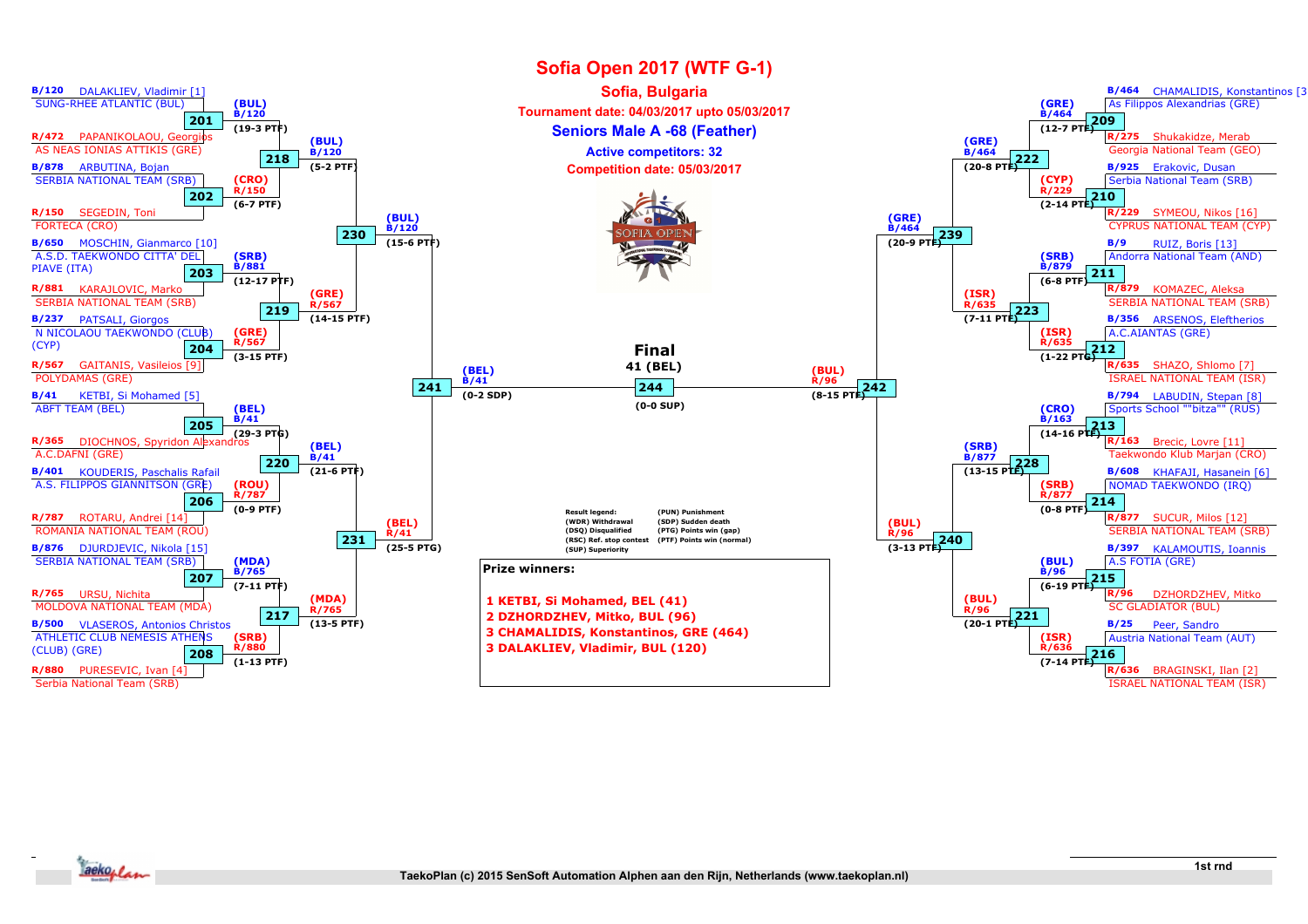# Sofia Open 2017 (WTF G-1)

## Sofia, Bulgaria

**Tournament date: 04/03/2017 upto 05/03/2017**

### Seniors Male A -68 (Feather)

**Active competitors: 32**

**Competition date: 05/03/2017**

## First round

| Match | Blue | Red | Winner | Score |
|---|---|---|---|---|
| 201 | B/120 DALAKLIEV, Vladimir [1] – SUNG-RHEE ATLANTIC (BUL) | R/472 PAPANIKOLAOU, Georgios – AS NEAS IONIAS ATTIKIS (GRE) | (BUL) B/120 | (19-3 PTF) |
| 202 | B/878 ARBUTINA, Bojan – SERBIA NATIONAL TEAM (SRB) | R/150 SEGEDIN, Toni – FORTECA (CRO) | (CRO) R/150 | (6-7 PTF) |
| 203 | B/650 MOSCHIN, Gianmarco [10] – A.S.D. TAEKWONDO CITTA' DEL PIAVE (ITA) | R/881 KARAJLOVIC, Marko – SERBIA NATIONAL TEAM (SRB) | (SRB) B/881 | (12-17 PTF) |
| 204 | B/237 PATSALI, Giorgos – N NICOLAOU TAEKWONDO (CLUB) (CYP) | R/567 GAITANIS, Vasileios [9] – POLYDAMAS (GRE) | (GRE) R/567 | (3-15 PTF) |
| 205 | B/41 KETBI, Si Mohamed [5] – ABFT TEAM (BEL) | R/365 DIOCHNOS, Spyridon Alexandros – A.C.DAFNI (GRE) | (BEL) B/41 | (29-3 PTG) |
| 206 | B/401 KOUDERIS, Paschalis Rafail – A.S. FILIPPOS GIANNITSON (GRE) | R/787 ROTARU, Andrei [14] – ROMANIA NATIONAL TEAM (ROU) | (ROU) R/787 | (0-9 PTF) |
| 207 | B/876 DJURDJEVIC, Nikola [15] – SERBIA NATIONAL TEAM (SRB) | R/765 URSU, Nichita – MOLDOVA NATIONAL TEAM (MDA) | (MDA) B/765 | (7-11 PTF) |
| 208 | B/500 VLASEROS, Antonios Christos – ATHLETIC CLUB NEMESIS ATHENS (CLUB) (GRE) | R/880 PURESEVIC, Ivan [4] – Serbia National Team (SRB) | (SRB) R/880 | (1-13 PTF) |
| 209 | B/464 CHAMALIDIS, Konstantinos [3] – As Filippos Alexandrias (GRE) | R/275 Shukakidze, Merab – Georgia National Team (GEO) | (GRE) B/464 | (12-7 PTF) |
| 210 | B/925 Erakovic, Dusan – Serbia National Team (SRB) | R/229 SYMEOU, Nikos [16] – CYPRUS NATIONAL TEAM (CYP) | (CYP) R/229 | (2-14 PTF) |
| 211 | B/9 RUIZ, Boris [13] – Andorra National Team (AND) | R/879 KOMAZEC, Aleksa – SERBIA NATIONAL TEAM (SRB) | (SRB) B/879 | (6-8 PTF) |
| 212 | B/356 ARSENOS, Eleftherios – A.C.AIANTAS (GRE) | R/635 SHAZO, Shlomo [7] – ISRAEL NATIONAL TEAM (ISR) | (ISR) R/635 | (1-22 PTG) |
| 213 | B/794 LABUDIN, Stepan [8] – Sports School ""bitza"" (RUS) | R/163 Brecic, Lovre [11] – Taekwondo Klub Marjan (CRO) | (CRO) B/163 | (14-16 PTF) |
| 214 | B/608 KHAFAJI, Hasanein [6] – NOMAD TAEKWONDO (IRQ) | R/877 SUCUR, Milos [12] – SERBIA NATIONAL TEAM (SRB) | (SRB) R/877 | (0-8 PTF) |
| 215 | B/397 KALAMOUTIS, Ioannis – A.S FOTIA (GRE) | R/96 DZHORDZHEV, Mitko – SC GLADIATOR (BUL) | (BUL) B/96 | (6-19 PTF) |
| 216 | B/25 Peer, Sandro – Austria National Team (AUT) | R/636 BRAGINSKI, Ilan [2] – ISRAEL NATIONAL TEAM (ISR) | (ISR) R/636 | (7-14 PTF) |

## Later rounds

| Match | Winner | Score |
|---|---|---|
| 217 | (MDA) R/765 | (13-5 PTF) |
| 218 | (BUL) B/120 | (5-2 PTF) |
| 219 | (GRE) R/567 | (14-15 PTF) |
| 220 | (BEL) B/41 | (21-6 PTF) |
| 221 | (BUL) R/96 | (20-1 PTF) |
| 222 | (GRE) B/464 | (20-8 PTF) |
| 223 | (ISR) R/635 | (7-11 PTF) |
| 228 | (SRB) B/877 | (13-15 PTF) |
| 230 | (BUL) B/120 | (15-6 PTF) |
| 231 | (BEL) R/41 | (25-5 PTG) |
| 239 | (GRE) B/464 | (20-9 PTF) |
| 240 | (BUL) R/96 | (3-13 PTF) |
| 241 | (BEL) B/41 | (0-2 SDP) |
| 242 | (BUL) R/96 | (8-15 PTF) |
| 244 | Final: 41 (BEL) | (0-0 SUP) |

**Final**
41 (BEL)

Result legend:

- (WDR) Withdrawal
- (DSQ) Disqualified
- (RSC) Ref. stop contest
- (SUP) Superiority
- (PUN) Punishment
- (SDP) Sudden death
- (PTG) Points win (gap)
- (PTF) Points win (normal)

**Prize winners:**

1 KETBI, Si Mohamed, BEL (41)
2 DZHORDZHEV, Mitko, BUL (96)
3 CHAMALIDIS, Konstantinos, GRE (464)
3 DALAKLIEV, Vladimir, BUL (120)

1st rnd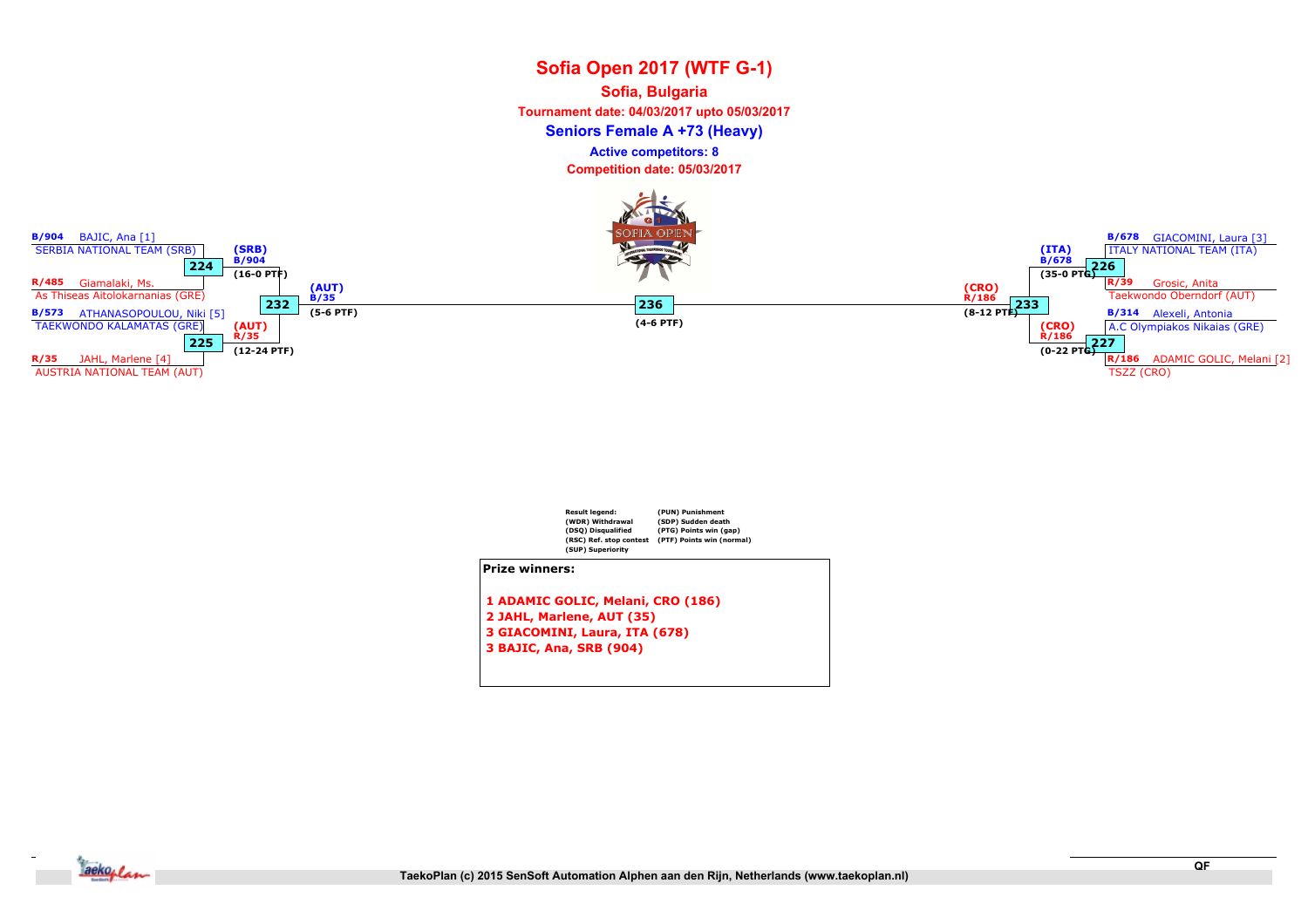# Sofia Open 2017 (WTF G-1)

**Sofia, Bulgaria**

**Tournament date: 04/03/2017 upto 05/03/2017**

**Seniors Female A +73 (Heavy)**

**Active competitors: 8**

**Competition date: 05/03/2017**

B/904 BAJIC, Ana [1]
SERBIA NATIONAL TEAM (SRB)

224 — (SRB) B/904 (16-0 PTF)

R/485 Giamalaki, Ms.
As Thiseas Aitolokarnanias (GRE)

B/573 ATHANASOPOULOU, Niki [5]
TAEKWONDO KALAMATAS (GRE)

225 — (AUT) R/35 (12-24 PTF)

R/35 JAHL, Marlene [4]
AUSTRIA NATIONAL TEAM (AUT)

232 — (AUT) B/35 (5-6 PTF)

236 — (4-6 PTF)

233 — (CRO) R/186 (8-12 PTF)

B/678 GIACOMINI, Laura [3]
ITALY NATIONAL TEAM (ITA)

226 — (ITA) B/678 (35-0 PTG)

R/39 Grosic, Anita
Taekwondo Oberndorf (AUT)

B/314 Alexeli, Antonia
A.C Olympiakos Nikaias (GRE)

227 — (CRO) R/186 (0-22 PTG)

R/186 ADAMIC GOLIC, Melani [2]
TSZZ (CRO)

| Result legend: | |
|---|---|
| (WDR) Withdrawal | (PUN) Punishment |
| (DSQ) Disqualified | (SDP) Sudden death |
| (RSC) Ref. stop contest | (PTG) Points win (gap) |
| (SUP) Superiority | (PTF) Points win (normal) |

**Prize winners:**

1 ADAMIC GOLIC, Melani, CRO (186)
2 JAHL, Marlene, AUT (35)
3 GIACOMINI, Laura, ITA (678)
3 BAJIC, Ana, SRB (904)

QF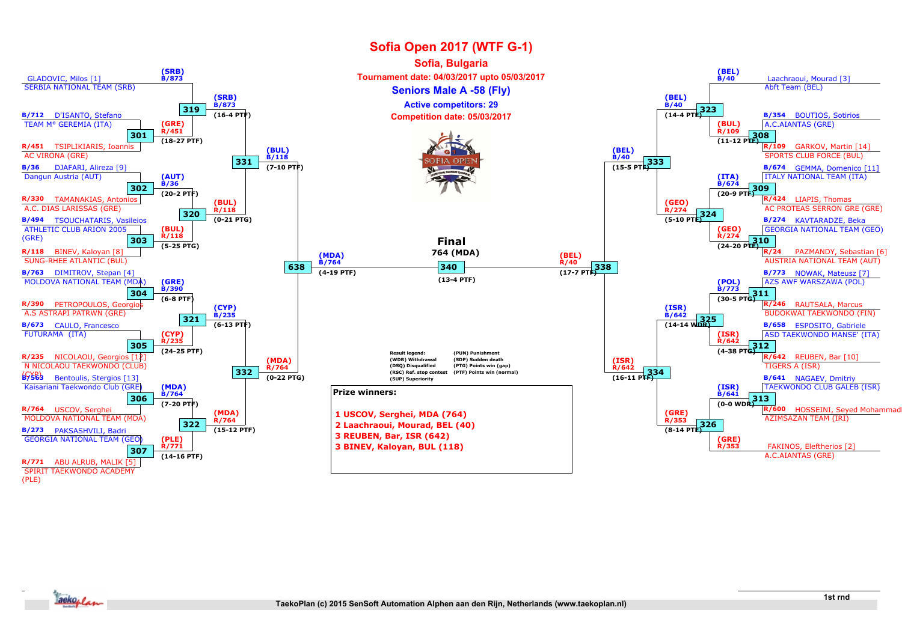# Sofia Open 2017 (WTF G-1)

## Sofia, Bulgaria

**Tournament date: 04/03/2017 upto 05/03/2017**

### Seniors Male A -58 (Fly)

**Active competitors: 29**

**Competition date: 05/03/2017**

## Left bracket (first round)

| Match | Blue | Red | Winner | Score |
|---|---|---|---|---|
| 319 | GLADOVIC, Milos [1] – SERBIA NATIONAL TEAM (SRB) (B/873) | (bye) | (SRB) B/873 | |
| 301 | B/712 D'ISANTO, Stefano – TEAM M° GEREMIA (ITA) | R/451 TSIPLIKIARIS, Ioannis – AC VIRONA (GRE) | (GRE) R/451 | (18-27 PTF) |
| 302 | B/36 DJAFARI, Alireza [9] – Dangun Austria (AUT) | R/330 TAMANAKIAS, Antonios – A.C. DIAS LARISSAS (GRE) | (AUT) B/36 | (20-2 PTF) |
| 303 | B/494 TSOUCHATARIS, Vasileios – ATHLETIC CLUB ARION 2005 (GRE) | R/118 BINEV, Kaloyan [8] – SUNG-RHEE ATLANTIC (BUL) | (BUL) R/118 | (5-25 PTG) |
| 304 | B/763 DIMITROV, Stepan [4] – MOLDOVA NATIONAL TEAM (MDA) | R/390 PETROPOULOS, Georgios – A.S ASTRAPI PATRWN (GRE) | (GRE) B/390 | (6-8 PTF) |
| 305 | B/673 CAULO, Francesco – FUTURAMA (ITA) | R/235 NICOLAOU, Georgios [12] – N NICOLAOU TAEKWONDO (CLUB) (CYP) | (CYP) R/235 | (24-25 PTF) |
| 306 | B/563 Bentoulis, Stergios [13] – Kaisariani Taekwondo Club (GRE) | R/764 USCOV, Serghei – MOLDOVA NATIONAL TEAM (MDA) | (MDA) B/764 | (7-20 PTF) |
| 307 | B/273 PAKSASHVILI, Badri – GEORGIA NATIONAL TEAM (GEO) | R/771 ABU ALRUB, MALIK [5] – SPIRIT TAEKWONDO ACADEMY (PLE) | (PLE) R/771 | (14-16 PTF) |

| Match | Winner | Score |
|---|---|---|
| 319 | (SRB) B/873 | (16-4 PTF) |
| 320 | (BUL) R/118 | (0-21 PTG) |
| 321 | (CYP) B/235 | (6-13 PTF) |
| 322 | (MDA) R/764 | (15-12 PTF) |
| 331 | (BUL) B/118 | (7-10 PTF) |
| 332 | (MDA) R/764 | (0-22 PTG) |
| 638 | (MDA) B/764 | (4-19 PTF) |

## Right bracket (first round)

| Match | Blue | Red | Winner | Score |
|---|---|---|---|---|
| 323 | Laachraoui, Mourad [3] – Abft Team (BEL) (B/40) | (bye) | (BEL) B/40 | |
| 308 | B/354 BOUTIOS, Sotirios – A.C.AIANTAS (GRE) | R/109 GARKOV, Martin [14] – SPORTS CLUB FORCE (BUL) | (BUL) R/109 | (11-12 PTF) |
| 309 | B/674 GEMMA, Domenico [11] – ITALY NATIONAL TEAM (ITA) | R/424 LIAPIS, Thomas – AC PROTEAS SERRON GRE (GRE) | (ITA) B/674 | (20-9 PTF) |
| 310 | B/274 KAVTARADZE, Beka – GEORGIA NATIONAL TEAM (GEO) | R/24 PAZMANDY, Sebastian [6] – AUSTRIA NATIONAL TEAM (AUT) | (GEO) R/274 | (24-20 PTF) |
| 311 | B/773 NOWAK, Mateusz [7] – AZS AWF WARSZAWA (POL) | R/246 RAUTSALA, Marcus – BUDOKWAI TAEKWONDO (FIN) | (POL) B/773 | (30-5 PTG) |
| 312 | B/658 ESPOSITO, Gabriele – ASD TAEKWONDO MANSE' (ITA) | R/642 REUBEN, Bar [10] – TIGERS A (ISR) | (ISR) R/642 | (4-38 PTG) |
| 313 | B/641 NAGAEV, Dmitriy – TAEKWONDO CLUB GALEB (ISR) | R/600 HOSSEINI, Seyed Mohammad – AZIMSAZAN TEAM (IRI) | (ISR) B/641 | (0-0 WDR) |
| 326 | FAKINOS, Eleftherios [2] – A.C.AIANTAS (GRE) (R/353) | (bye) | (GRE) R/353 | |

| Match | Winner | Score |
|---|---|---|
| 323 | (BEL) B/40 | (14-4 PTF) |
| 324 | (GEO) R/274 | (5-10 PTF) |
| 325 | (ISR) B/642 | (14-14 WDR) |
| 326 | (GRE) R/353 | (8-14 PTF) |
| 333 | (BEL) B/40 | (15-5 PTF) |
| 334 | (ISR) R/642 | (16-11 PTF) |
| 338 | (BEL) R/40 | (17-7 PTF) |

## Final

**764 (MDA)**

340 — (13-4 PTF)

**Result legend:**

- (WDR) Withdrawal
- (DSQ) Disqualified
- (RSC) Ref. stop contest
- (SUP) Superiority
- (PUN) Punishment
- (SDP) Sudden death
- (PTG) Points win (gap)
- (PTF) Points win (normal)

**Prize winners:**

1 USCOV, Serghei, MDA (764)
2 Laachraoui, Mourad, BEL (40)
3 REUBEN, Bar, ISR (642)
3 BINEV, Kaloyan, BUL (118)

1st rnd

TaekoPlan (c) 2015 SenSoft Automation Alphen aan den Rijn, Netherlands (www.taekoplan.nl)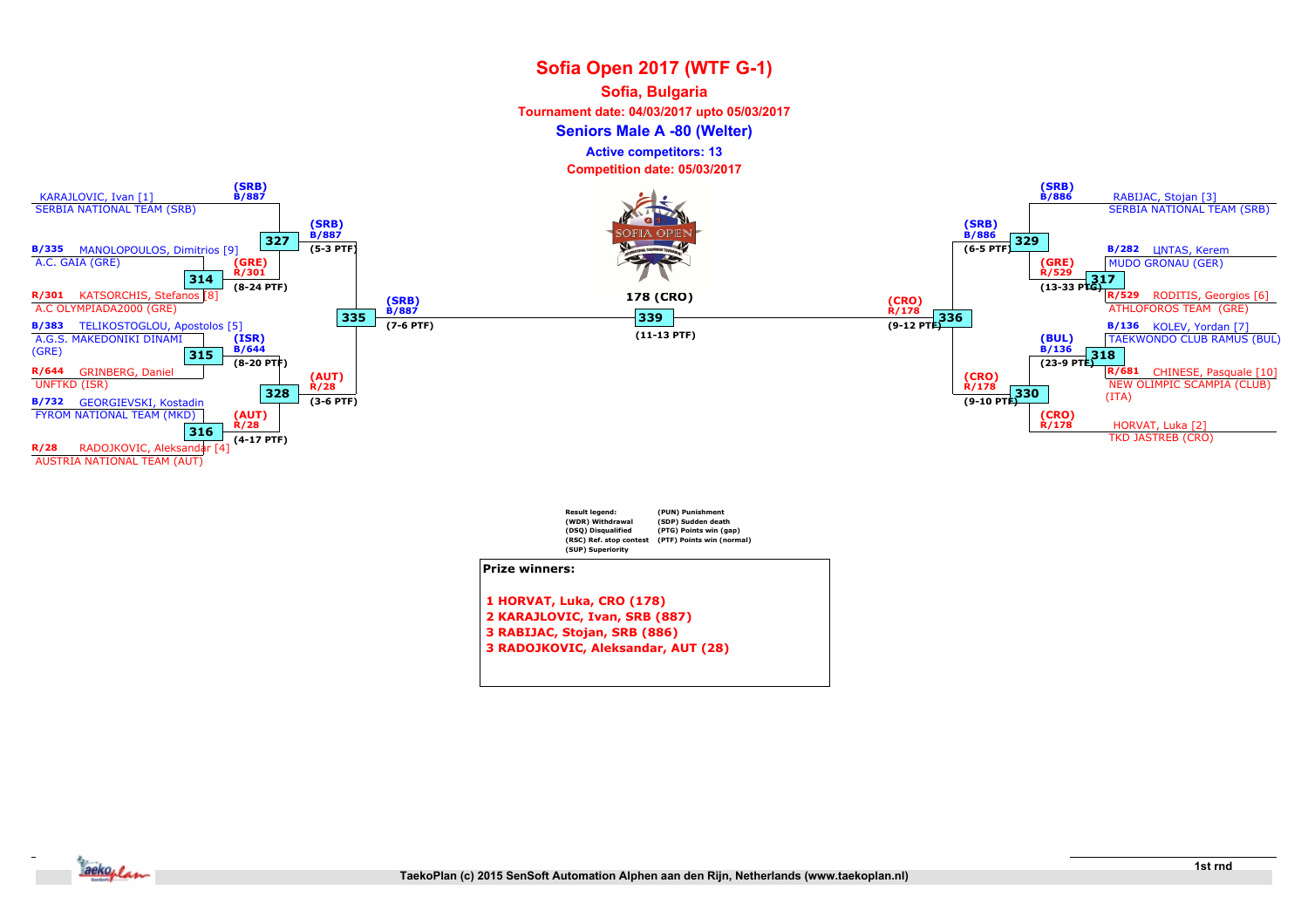# Sofia Open 2017 (WTF G-1)

## Sofia, Bulgaria

**Tournament date: 04/03/2017 upto 05/03/2017**

### Seniors Male A -80 (Welter)

**Active competitors: 13**

**Competition date: 05/03/2017**

**Left bracket**

- KARAJLOVIC, Ivan [1] — SERBIA NATIONAL TEAM (SRB) — (SRB) B/887
- B/335 MANOLOPOULOS, Dimitrios [9] — A.C. GAIA (GRE)
- R/301 KATSORCHIS, Stefanos [8] — A.C OLYMPIADA2000 (GRE)
- B/383 TELIKOSTOGLOU, Apostolos [5] — A.G.S. MAKEDONIKI DINAMI (GRE)
- R/644 GRINBERG, Daniel — UNFTKD (ISR)
- B/732 GEORGIEVSKI, Kostadin — FYROM NATIONAL TEAM (MKD)
- R/28 RADOJKOVIC, Aleksandar [4] — AUSTRIA NATIONAL TEAM (AUT)

| Match | Winner | Score |
|---|---|---|
| 314 | (GRE) R/301 | (8-24 PTF) |
| 315 | (ISR) B/644 | (8-20 PTF) |
| 316 | (AUT) R/28 | (4-17 PTF) |
| 327 | (SRB) B/887 | (5-3 PTF) |
| 328 | (AUT) R/28 | (3-6 PTF) |
| 335 | (SRB) B/887 | (7-6 PTF) |

**Right bracket**

- RABIJAC, Stojan [3] — SERBIA NATIONAL TEAM (SRB) — (SRB) B/886
- B/282 UNTAS, Kerem — MUDO GRONAU (GER)
- R/529 RODITIS, Georgios [6] — ATHLOFOROS TEAM (GRE)
- B/136 KOLEV, Yordan [7] — TAEKWONDO CLUB RAMUS (BUL)
- R/681 CHINESE, Pasquale [10] — NEW OLIMPIC SCAMPIA (CLUB) (ITA)
- HORVAT, Luka [2] — TKD JASTREB (CRO) — (CRO) R/178

| Match | Winner | Score |
|---|---|---|
| 317 | (GRE) R/529 | (13-33 PTG) |
| 318 | (BUL) B/136 | (23-9 PTF) |
| 329 | (SRB) B/886 | (6-5 PTF) |
| 330 | (CRO) R/178 | (9-10 PTF) |
| 336 | (CRO) R/178 | (9-12 PTF) |

**Final**

| Match | Winner | Score |
|---|---|---|
| 339 | 178 (CRO) | (11-13 PTF) |

Result legend:
(WDR) Withdrawal
(DSQ) Disqualified
(RSC) Ref. stop contest
(SUP) Superiority
(PUN) Punishment
(SDP) Sudden death
(PTG) Points win (gap)
(PTF) Points win (normal)

**Prize winners:**

1 HORVAT, Luka, CRO (178)
2 KARAJLOVIC, Ivan, SRB (887)
3 RABIJAC, Stojan, SRB (886)
3 RADOJKOVIC, Aleksandar, AUT (28)

1st rnd

TaekoPlan (c) 2015 SenSoft Automation Alphen aan den Rijn, Netherlands (www.taekoplan.nl)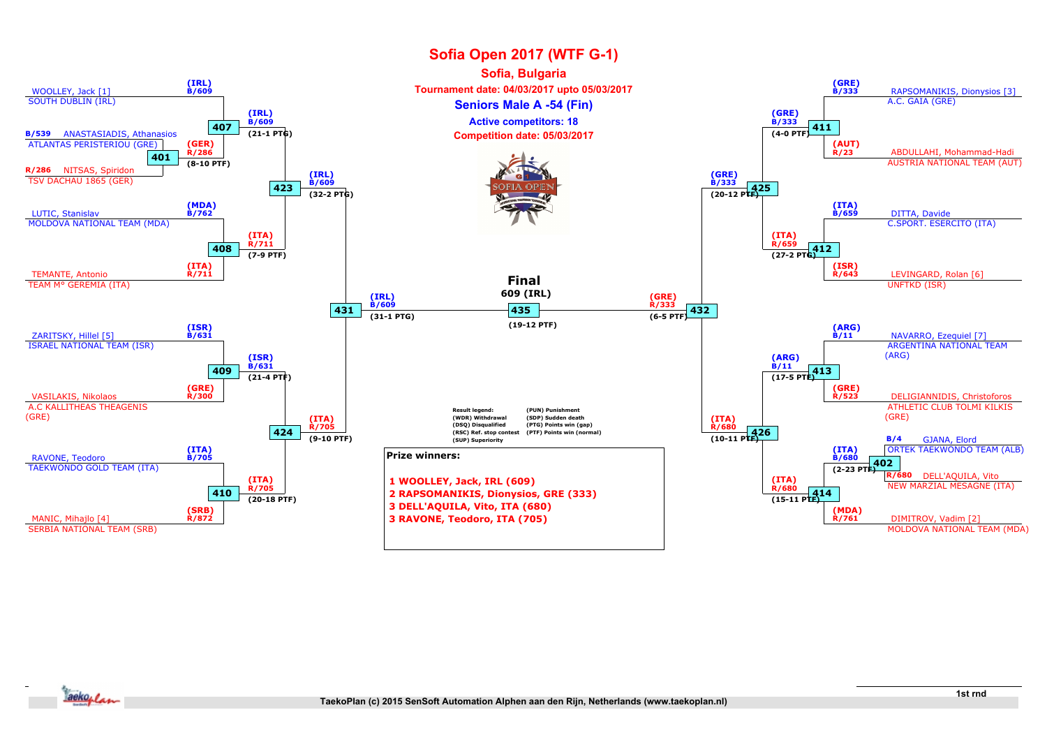# Sofia Open 2017 (WTF G-1)

## Sofia, Bulgaria

**Tournament date: 04/03/2017 upto 05/03/2017**

### Seniors Male A -54 (Fin)

**Active competitors: 18**

**Competition date: 05/03/2017**

**Upper left bracket**

- WOOLLEY, Jack [1] — SOUTH DUBLIN (IRL) — (IRL) B/609
- B/539 ANASTASIADIS, Athanasios — ATLANTAS PERISTERIOU (GRE)
- R/286 NITSAS, Spiridon — TSV DACHAU 1865 (GER)
- Match 401: (GER) R/286 (8-10 PTF)
- Match 407: (IRL) B/609 (21-1 PTG)
- LUTIC, Stanislav — MOLDOVA NATIONAL TEAM (MDA) — (MDA) B/762
- TEMANTE, Antonio — TEAM M° GEREMIA (ITA) — (ITA) R/711
- Match 408: (ITA) R/711 (7-9 PTF)
- Match 423: (IRL) B/609 (32-2 PTG)

**Lower left bracket**

- ZARITSKY, Hillel [5] — ISRAEL NATIONAL TEAM (ISR) — (ISR) B/631
- VASILAKIS, Nikolaos — A.C KALLITHEAS THEAGENIS (GRE) — (GRE) R/300
- Match 409: (ISR) B/631 (21-4 PTF)
- RAVONE, Teodoro — TAEKWONDO GOLD TEAM (ITA) — (ITA) B/705
- MANIC, Mihajlo [4] — SERBIA NATIONAL TEAM (SRB) — (SRB) R/872
- Match 410: (ITA) R/705 (20-18 PTF)
- Match 424: (ITA) R/705 (9-10 PTF)
- Match 431: (IRL) B/609 (31-1 PTG)

**Upper right bracket**

- RAPSOMANIKIS, Dionysios [3] — A.C. GAIA (GRE) — (GRE) B/333
- ABDULLAHI, Mohammad-Hadi — AUSTRIA NATIONAL TEAM (AUT) — (AUT) R/23
- Match 411: (GRE) B/333 (4-0 PTF)
- DITTA, Davide — C.SPORT. ESERCITO (ITA) — (ITA) B/659
- LEVINGARD, Rolan [6] — UNFTKD (ISR) — (ISR) R/643
- Match 412: (ITA) R/659 (27-2 PTG)
- Match 425: (GRE) B/333 (20-12 PTF)

**Lower right bracket**

- NAVARRO, Ezequiel [7] — ARGENTINA NATIONAL TEAM (ARG) — (ARG) B/11
- DELIGIANNIDIS, Christoforos — ATHLETIC CLUB TOLMI KILKIS (GRE) — (GRE) R/523
- Match 413: (ARG) B/11 (17-5 PTF)
- B/4 GJANA, Elord — ORTEK TAEKWONDO TEAM (ALB)
- R/680 DELL'AQUILA, Vito — NEW MARZIAL MESAGNE (ITA)
- Match 402: (ITA) B/680 (2-23 PTF)
- DIMITROV, Vadim [2] — MOLDOVA NATIONAL TEAM (MDA) — (MDA) R/761
- Match 414: (ITA) R/680 (15-11 PTF)
- Match 426: (ITA) R/680 (10-11 PTF)
- Match 432: (GRE) R/333 (6-5 PTF)

**Final**

609 (IRL)

Match 435 (19-12 PTF)

Result legend:
- (WDR) Withdrawal
- (DSQ) Disqualified
- (RSC) Ref. stop contest
- (SUP) Superiority
- (PUN) Punishment
- (SDP) Sudden death
- (PTG) Points win (gap)
- (PTF) Points win (normal)

**Prize winners:**

1 WOOLLEY, Jack, IRL (609)
2 RAPSOMANIKIS, Dionysios, GRE (333)
3 DELL'AQUILA, Vito, ITA (680)
3 RAVONE, Teodoro, ITA (705)

1st rnd

TaekoPlan (c) 2015 SenSoft Automation Alphen aan den Rijn, Netherlands (www.taekoplan.nl)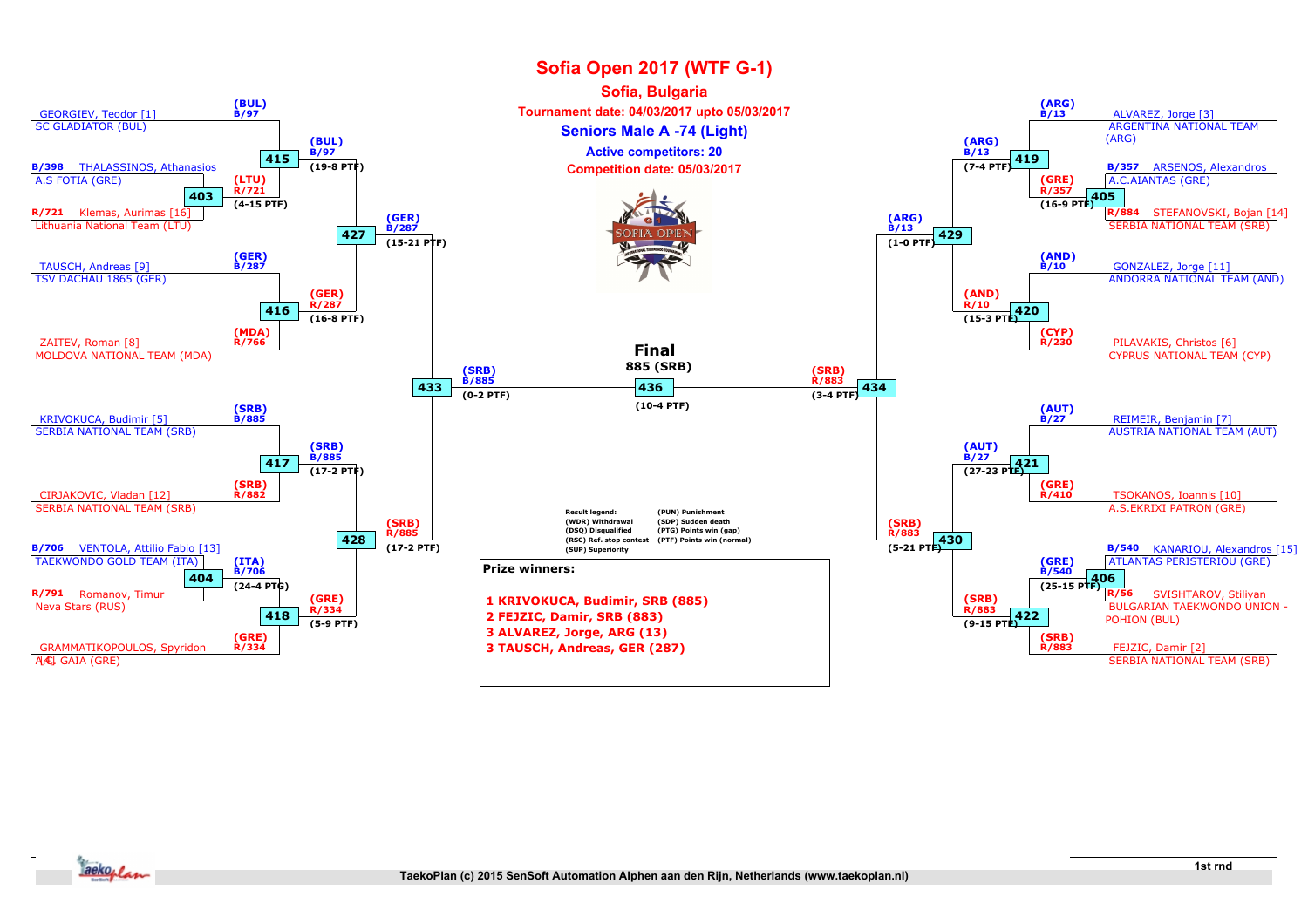# Sofia Open 2017 (WTF G-1)

## Sofia, Bulgaria

**Tournament date: 04/03/2017 upto 05/03/2017**

**Seniors Male A -74 (Light)**

**Active competitors: 20**

**Competition date: 05/03/2017**

### Left bracket

- GEORGIEV, Teodor [1] – SC GLADIATOR (BUL) — (BUL) B/97
- B/398 THALASSINOS, Athanasios – A.S FOTIA (GRE)
- R/721 Klemas, Aurimas [16] – Lithuania National Team (LTU)
- 403: (LTU) R/721 (4-15 PTF)
- 415: (BUL) B/97 (19-8 PTF)
- TAUSCH, Andreas [9] – TSV DACHAU 1865 (GER) — (GER) B/287
- ZAITEV, Roman [8] – MOLDOVA NATIONAL TEAM (MDA) — (MDA) R/766
- 416: (GER) R/287 (16-8 PTF)
- 427: (GER) B/287 (15-21 PTF)
- KRIVOKUCA, Budimir [5] – SERBIA NATIONAL TEAM (SRB) — (SRB) B/885
- CIRJAKOVIC, Vladan [12] – SERBIA NATIONAL TEAM (SRB) — (SRB) R/882
- 417: (SRB) B/885 (17-2 PTF)
- B/706 VENTOLA, Attilio Fabio [13] – TAEKWONDO GOLD TEAM (ITA)
- R/791 Romanov, Timur – Neva Stars (RUS)
- 404: (ITA) B/706 (24-4 PTG)
- GRAMMATIKOPOULOS, Spyridon – A.C. GAIA (GRE) — (GRE) R/334
- 418: (GRE) R/334 (5-9 PTF)
- 428: (SRB) R/885 (17-2 PTF)
- 433: (SRB) B/885 (0-2 PTF)

### Final

**885 (SRB)**

436: (10-4 PTF)

### Right bracket

- ALVAREZ, Jorge [3] – ARGENTINA NATIONAL TEAM (ARG) — (ARG) B/13
- B/357 ARSENOS, Alexandros – A.C.AIANTAS (GRE)
- R/884 STEFANOVSKI, Bojan [14] – SERBIA NATIONAL TEAM (SRB)
- 405: (GRE) R/357 (16-9 PTF)
- 419: (ARG) B/13 (7-4 PTF)
- GONZALEZ, Jorge [11] – ANDORRA NATIONAL TEAM (AND) — (AND) B/10
- PILAVAKIS, Christos [6] – CYPRUS NATIONAL TEAM (CYP) — (CYP) R/230
- 420: (AND) R/10 (15-3 PTF)
- 429: (ARG) B/13 (1-0 PTF)
- REIMEIR, Benjamin [7] – AUSTRIA NATIONAL TEAM (AUT) — (AUT) B/27
- TSOKANOS, Ioannis [10] – A.S.EKRIXI PATRON (GRE) — (GRE) R/410
- 421: (AUT) B/27 (27-23 PTF)
- B/540 KANARIOU, Alexandros [15] – ATLANTAS PERISTERIOU (GRE)
- R/56 SVISHTAROV, Stiliyan – BULGARIAN TAEKWONDO UNION - POHION (BUL)
- 406: (GRE) B/540 (25-15 PTF)
- FEJZIC, Damir [2] – SERBIA NATIONAL TEAM (SRB) — (SRB) R/883
- 422: (SRB) R/883 (9-15 PTF)
- 430: (SRB) R/883 (5-21 PTF)
- 434: (SRB) R/883 (3-4 PTF)

### Result legend

| | |
|---|---|
| (WDR) Withdrawal | (PUN) Punishment |
| (DSQ) Disqualified | (SDP) Sudden death |
| (RSC) Ref. stop contest | (PTG) Points win (gap) |
| (SUP) Superiority | (PTF) Points win (normal) |

### Prize winners:

1 KRIVOKUCA, Budimir, SRB (885)
2 FEJZIC, Damir, SRB (883)
3 ALVAREZ, Jorge, ARG (13)
3 TAUSCH, Andreas, GER (287)

1st rnd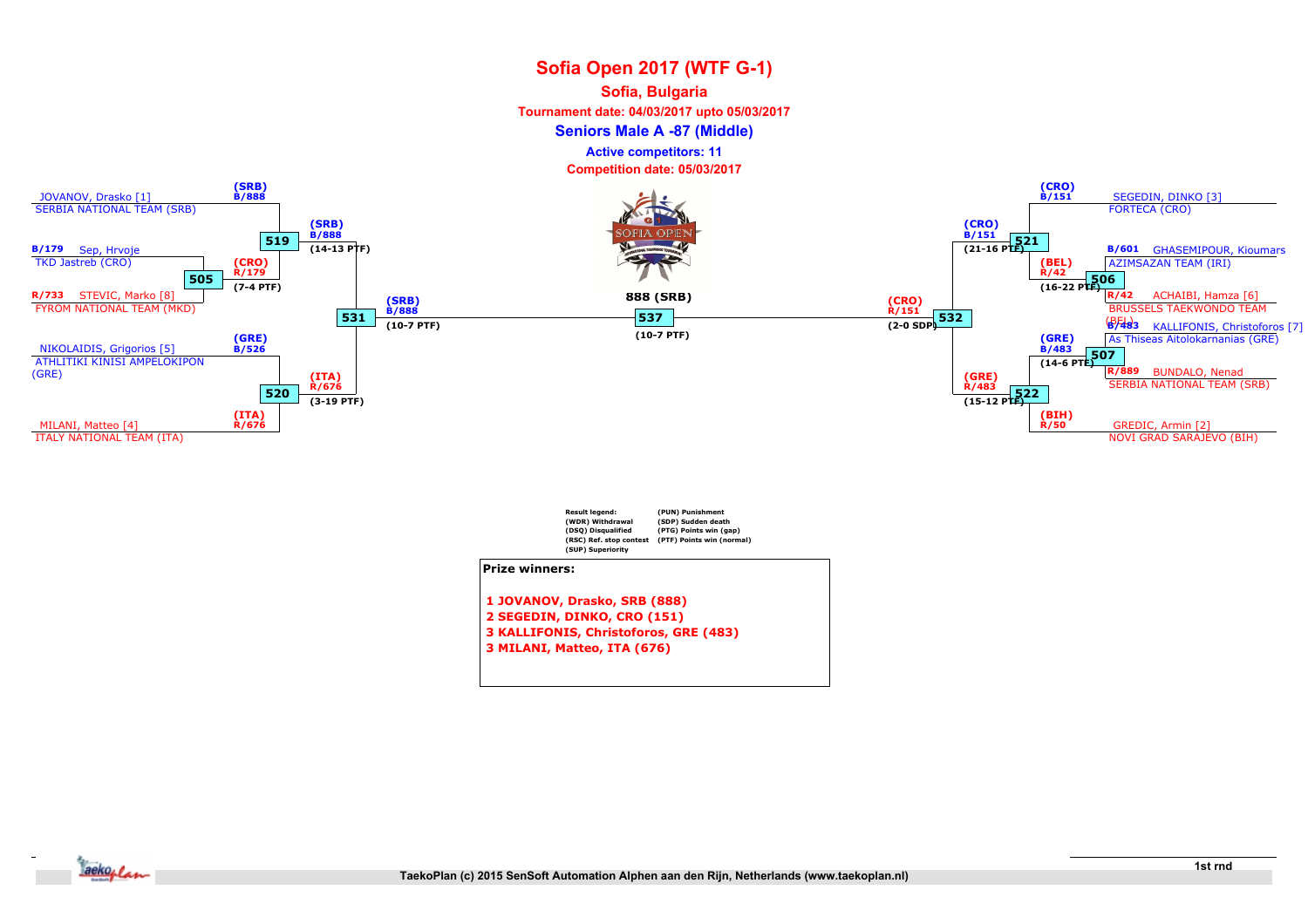# Sofia Open 2017 (WTF G-1)

## Sofia, Bulgaria

**Tournament date: 04/03/2017 upto 05/03/2017**

### Seniors Male A -87 (Middle)

**Active competitors: 11**

**Competition date: 05/03/2017**

**Left side of bracket:**

- JOVANOV, Drasko [1] – SERBIA NATIONAL TEAM (SRB) – (SRB) B/888
- B/179 Sep, Hrvoje – TKD Jastreb (CRO)
- R/733 STEVIC, Marko [8] – FYROM NATIONAL TEAM (MKD)
- Match 505: (CRO) R/179 (7-4 PTF)
- Match 519: (SRB) B/888 (14-13 PTF)
- NIKOLAIDIS, Grigorios [5] – ATHLITIKI KINISI AMPELOKIPON (GRE) – (GRE) B/526
- MILANI, Matteo [4] – ITALY NATIONAL TEAM (ITA) – (ITA) R/676
- Match 520: (ITA) R/676 (3-19 PTF)
- Match 531: (SRB) B/888 (10-7 PTF)

**Final:**

- Match 537: 888 (SRB) (10-7 PTF)

**Right side of bracket:**

- SEGEDIN, DINKO [3] – FORTECA (CRO) – (CRO) B/151
- B/601 GHASEMIPOUR, Kioumars – AZIMSAZAN TEAM (IRI)
- R/42 ACHAIBI, Hamza [6] – BRUSSELS TAEKWONDO TEAM (BEL)
- Match 506: (BEL) R/42 (16-22 PTF)
- Match 521: (CRO) B/151 (21-16 PTF)
- B/483 KALLIFONIS, Christoforos [7] – As Thiseas Aitolokarnanias (GRE)
- R/889 BUNDALO, Nenad – SERBIA NATIONAL TEAM (SRB)
- Match 507: (GRE) B/483 (14-6 PTF)
- GREDIC, Armin [2] – NOVI GRAD SARAJEVO (BIH) – (BIH) R/50
- Match 522: (GRE) R/483 (15-12 PTF)
- Match 532: (CRO) R/151 (2-0 SDP)

| Result legend: | |
|---|---|
| (WDR) Withdrawal | (PUN) Punishment |
| (DSQ) Disqualified | (SDP) Sudden death |
| (RSC) Ref. stop contest | (PTG) Points win (gap) |
| (SUP) Superiority | (PTF) Points win (normal) |

**Prize winners:**

1 JOVANOV, Drasko, SRB (888)
2 SEGEDIN, DINKO, CRO (151)
3 KALLIFONIS, Christoforos, GRE (483)
3 MILANI, Matteo, ITA (676)

1st rnd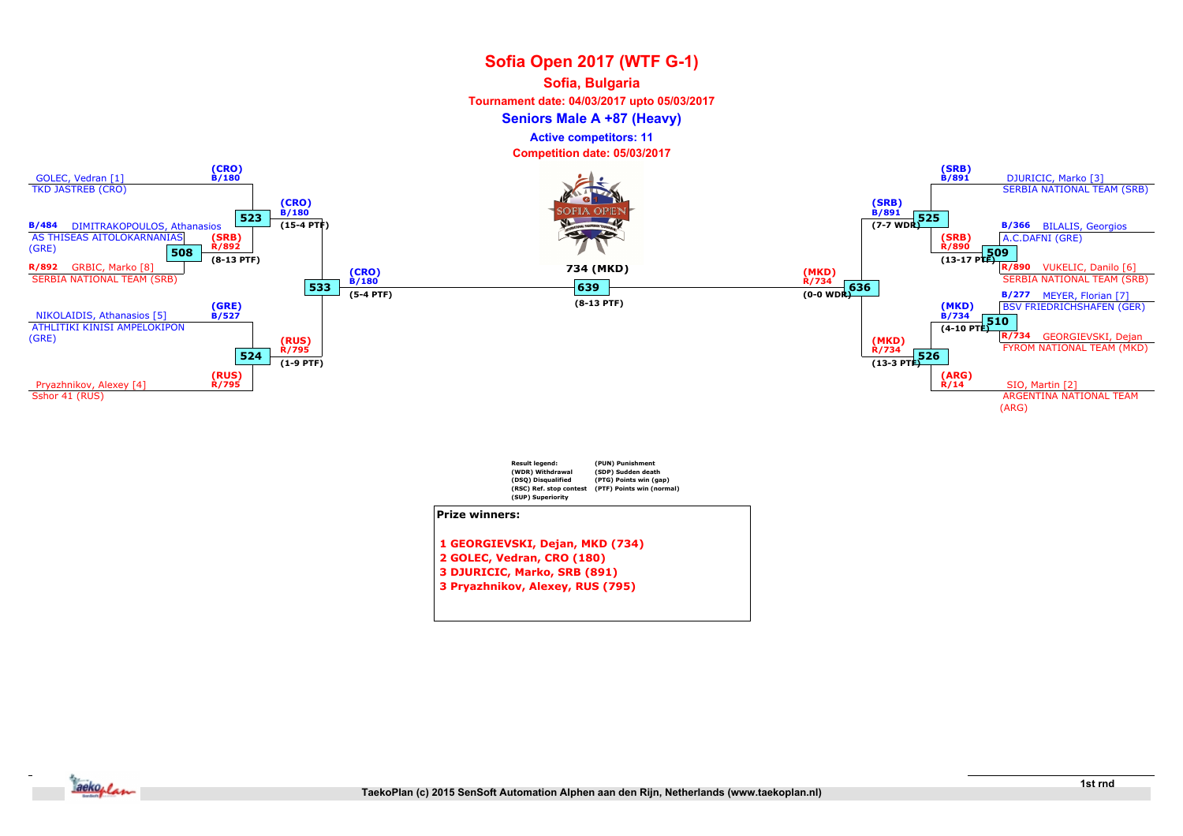# Sofia Open 2017 (WTF G-1)

## Sofia, Bulgaria

**Tournament date: 04/03/2017 upto 05/03/2017**

### Seniors Male A +87 (Heavy)

**Active competitors: 11**

**Competition date: 05/03/2017**

GOLEC, Vedran [1]
TKD JASTREB (CRO)

(CRO) B/180

523 — (CRO) B/180 (15-4 PTF)

B/484 DIMITRAKOPOULOS, Athanasios
AS THISEAS AITOLOKARNANIAS (GRE)

508 — (SRB) R/892 (8-13 PTF)

R/892 GRBIC, Marko [8]
SERBIA NATIONAL TEAM (SRB)

533 — (CRO) B/180 (5-4 PTF)

NIKOLAIDIS, Athanasios [5]
ATHLITIKI KINISI AMPELOKIPON (GRE)

(GRE) B/527

524 — (RUS) R/795 (1-9 PTF)

Pryazhnikov, Alexey [4]
Sshor 41 (RUS)

(RUS) R/795

639 — 734 (MKD) (8-13 PTF)

DJURICIC, Marko [3]
SERBIA NATIONAL TEAM (SRB)

(SRB) B/891

525 — (SRB) B/891 (7-7 WDR)

B/366 BILALIS, Georgios
A.C.DAFNI (GRE)

509 — (SRB) R/890 (13-17 PTF)

R/890 VUKELIC, Danilo [6]
SERBIA NATIONAL TEAM (SRB)

636 — (MKD) R/734 (0-0 WDR)

B/277 MEYER, Florian [7]
BSV FRIEDRICHSHAFEN (GER)

510 — (MKD) B/734 (4-10 PTF)

R/734 GEORGIEVSKI, Dejan
FYROM NATIONAL TEAM (MKD)

526 — (MKD) R/734 (13-3 PTF)

SIO, Martin [2]
ARGENTINA NATIONAL TEAM (ARG)

(ARG) R/14

| Result legend: | |
|---|---|
| (WDR) Withdrawal | (PUN) Punishment |
| (DSQ) Disqualified | (SDP) Sudden death |
| (RSC) Ref. stop contest | (PTG) Points win (gap) |
| (SUP) Superiority | (PTF) Points win (normal) |

**Prize winners:**

1 GEORGIEVSKI, Dejan, MKD (734)
2 GOLEC, Vedran, CRO (180)
3 DJURICIC, Marko, SRB (891)
3 Pryazhnikov, Alexey, RUS (795)

1st rnd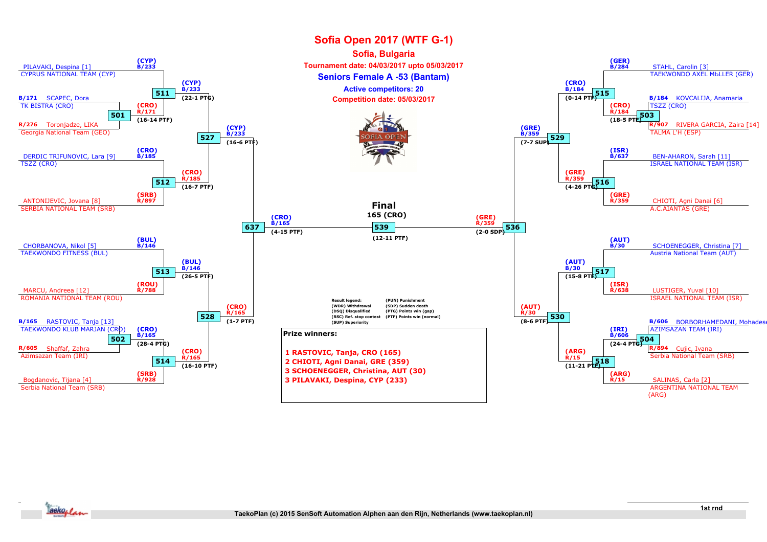# Sofia Open 2017 (WTF G-1)

## Sofia, Bulgaria

**Tournament date: 04/03/2017 upto 05/03/2017**

### Seniors Female A -53 (Bantam)

**Active competitors: 20**

**Competition date: 05/03/2017**

## First round

| Match | Blue | Red | Winner | Result |
|---|---|---|---|---|
| 501 | B/171 SCAPEC, Dora – TK BISTRA (CRO) | R/276 Toronjadze, LIKA – Georgia National Team (GEO) | (CRO) R/171 | 16-14 PTF |
| 502 | B/165 RASTOVIC, Tanja [13] – TAEKWONDO KLUB MARJAN (CRO) | R/605 Shaffaf, Zahra – Azimsazan Team (IRI) | (CRO) B/165 | 28-4 PTG |
| 503 | B/184 KOVCALIJA, Anamaria – TSZZ (CRO) | R/907 RIVERA GARCIA, Zaira [14] – TALMA L'H (ESP) | (CRO) R/184 | 18-5 PTF |
| 504 | B/606 BORBORHAMEDANI, Mohadese – AZIMSAZAN TEAM (IRI) | R/894 Cujic, Ivana – Serbia National Team (SRB) | (IRI) B/606 | 24-4 PTG |

## Second round

| Match | Blue | Red | Winner | Result |
|---|---|---|---|---|
| 511 | (CYP) B/233 PILAVAKI, Despina [1] – CYPRUS NATIONAL TEAM (CYP) | (CRO) R/171 | (CYP) B/233 | 22-1 PTG |
| 512 | (CRO) B/185 DERDIC TRIFUNOVIC, Lara [9] – TSZZ (CRO) | (SRB) R/897 ANTONIJEVIC, Jovana [8] – SERBIA NATIONAL TEAM (SRB) | (CRO) R/185 | 16-7 PTF |
| 513 | (BUL) B/146 CHORBANOVA, Nikol [5] – TAEKWONDO FITNESS (BUL) | (ROU) R/788 MARCU, Andreea [12] – ROMANIA NATIONAL TEAM (ROU) | (BUL) B/146 | 26-5 PTF |
| 514 | (CRO) B/165 | (SRB) R/928 Bogdanovic, Tijana [4] – Serbia National Team (SRB) | (CRO) R/165 | 16-10 PTF |
| 515 | (GER) B/284 STAHL, Carolin [3] – TAEKWONDO AXEL MЬLLER (GER) | (CRO) R/184 | (CRO) B/184 | 0-14 PTF |
| 516 | (ISR) B/637 BEN-AHARON, Sarah [11] – ISRAEL NATIONAL TEAM (ISR) | (GRE) R/359 CHIOTI, Agni Danai [6] – A.C.AIANTAS (GRE) | (GRE) R/359 | 4-26 PTG |
| 517 | (AUT) B/30 SCHOENEGGER, Christina [7] – Austria National Team (AUT) | (ISR) R/638 LUSTIGER, Yuval [10] – ISRAEL NATIONAL TEAM (ISR) | (AUT) B/30 | 15-8 PTF |
| 518 | (IRI) B/606 | (ARG) R/15 SALINAS, Carla [2] – ARGENTINA NATIONAL TEAM (ARG) | (ARG) R/15 | 11-21 PTF |

## Quarterfinals

| Match | Blue | Red | Winner | Result |
|---|---|---|---|---|
| 527 | (CYP) B/233 | (CRO) R/185 | (CYP) B/233 | 16-6 PTF |
| 528 | (BUL) B/146 | (CRO) R/165 | (CRO) R/165 | 1-7 PTF |
| 529 | (CRO) B/184 | (GRE) R/359 | (GRE) B/359 | 7-7 SUP |
| 530 | (AUT) B/30 | (ARG) R/15 | (AUT) R/30 | 8-6 PTF |

## Semifinals

| Match | Blue | Red | Winner | Result |
|---|---|---|---|---|
| 637 | (CYP) B/233 | (CRO) R/165 | (CRO) B/165 | 4-15 PTF |
| 536 | (GRE) B/359 | (AUT) R/30 | (GRE) R/359 | 2-0 SDP |

## Final

| Match | Blue | Red | Winner | Result |
|---|---|---|---|---|
| 539 | (CRO) B/165 | (GRE) R/359 | 165 (CRO) | 12-11 PTF |

**Result legend:**

- (WDR) Withdrawal
- (DSQ) Disqualified
- (RSC) Ref. stop contest
- (SUP) Superiority
- (PUN) Punishment
- (SDP) Sudden death
- (PTG) Points win (gap)
- (PTF) Points win (normal)

**Prize winners:**

1 RASTOVIC, Tanja, CRO (165)
2 CHIOTI, Agni Danai, GRE (359)
3 SCHOENEGGER, Christina, AUT (30)
3 PILAVAKI, Despina, CYP (233)

1st rnd

TaekoPlan (c) 2015 SenSoft Automation Alphen aan den Rijn, Netherlands (www.taekoplan.nl)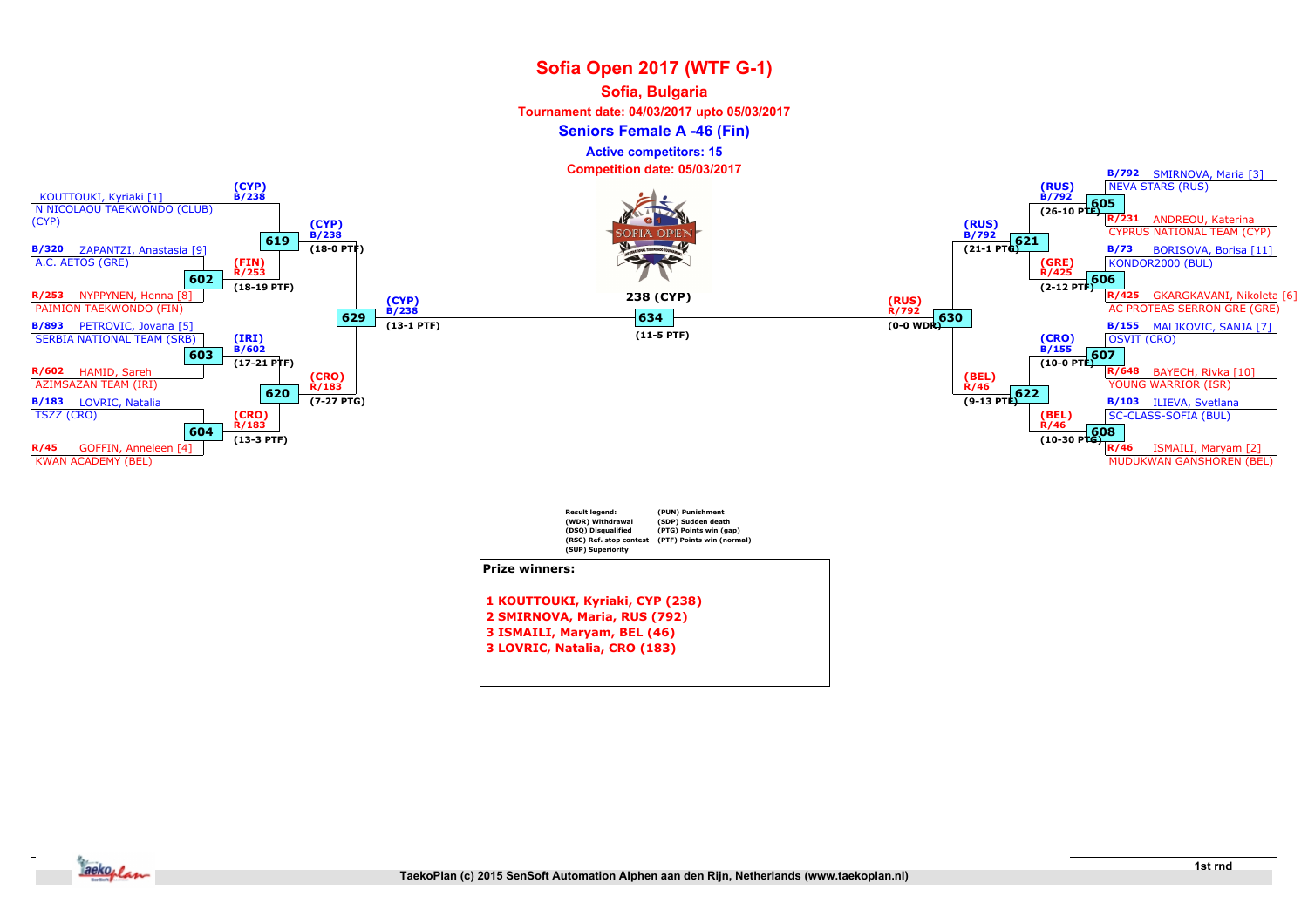# Sofia Open 2017 (WTF G-1)

## Sofia, Bulgaria

**Tournament date: 04/03/2017 upto 05/03/2017**

### Seniors Female A -46 (Fin)

**Active competitors: 15**

**Competition date: 05/03/2017**

KOUTTOUKI, Kyriaki [1]
N NICOLAOU TAEKWONDO (CLUB) (CYP)

B/320 ZAPANTZI, Anastasia [9]
A.C. AETOS (GRE)

R/253 NYPPYNEN, Henna [8]
PAIMION TAEKWONDO (FIN)

B/893 PETROVIC, Jovana [5]
SERBIA NATIONAL TEAM (SRB)

R/602 HAMID, Sareh
AZIMSAZAN TEAM (IRI)

B/183 LOVRIC, Natalia
TSZZ (CRO)

R/45 GOFFIN, Anneleen [4]
KWAN ACADEMY (BEL)

619: (CYP) B/238
602: (FIN) R/253 (18-19 PTF)
603: (IRI) B/602 (17-21 PTF)
604: (CRO) R/183 (13-3 PTF)
619: (CYP) B/238 (18-0 PTF)
620: (CRO) R/183 (7-27 PTG)
629: (CYP) B/238 (13-1 PTF)

634: 238 (CYP) (11-5 PTF)

630: (RUS) R/792 (0-0 WDR)
621: (RUS) B/792 (21-1 PTG)
622: (BEL) R/46 (9-13 PTF)
605: (RUS) B/792 (26-10 PTF)
606: (GRE) R/425 (2-12 PTF)
607: (CRO) B/155 (10-0 PTF)
608: (BEL) R/46 (10-30 PTG)

B/792 SMIRNOVA, Maria [3]
NEVA STARS (RUS)

R/231 ANDREOU, Katerina
CYPRUS NATIONAL TEAM (CYP)

B/73 BORISOVA, Borisa [11]
KONDOR2000 (BUL)

R/425 GKARGKAVANI, Nikoleta [6]
AC PROTEAS SERRON GRE (GRE)

B/155 MALJKOVIC, SANJA [7]
OSVIT (CRO)

R/648 BAYECH, Rivka [10]
YOUNG WARRIOR (ISR)

B/103 ILIEVA, Svetlana
SC-CLASS-SOFIA (BUL)

R/46 ISMAILI, Maryam [2]
MUDUKWAN GANSHOREN (BEL)

Result legend:
(WDR) Withdrawal
(DSQ) Disqualified
(RSC) Ref. stop contest
(SUP) Superiority
(PUN) Punishment
(SDP) Sudden death
(PTG) Points win (gap)
(PTF) Points win (normal)

**Prize winners:**

1 KOUTTOUKI, Kyriaki, CYP (238)
2 SMIRNOVA, Maria, RUS (792)
3 ISMAILI, Maryam, BEL (46)
3 LOVRIC, Natalia, CRO (183)

1st rnd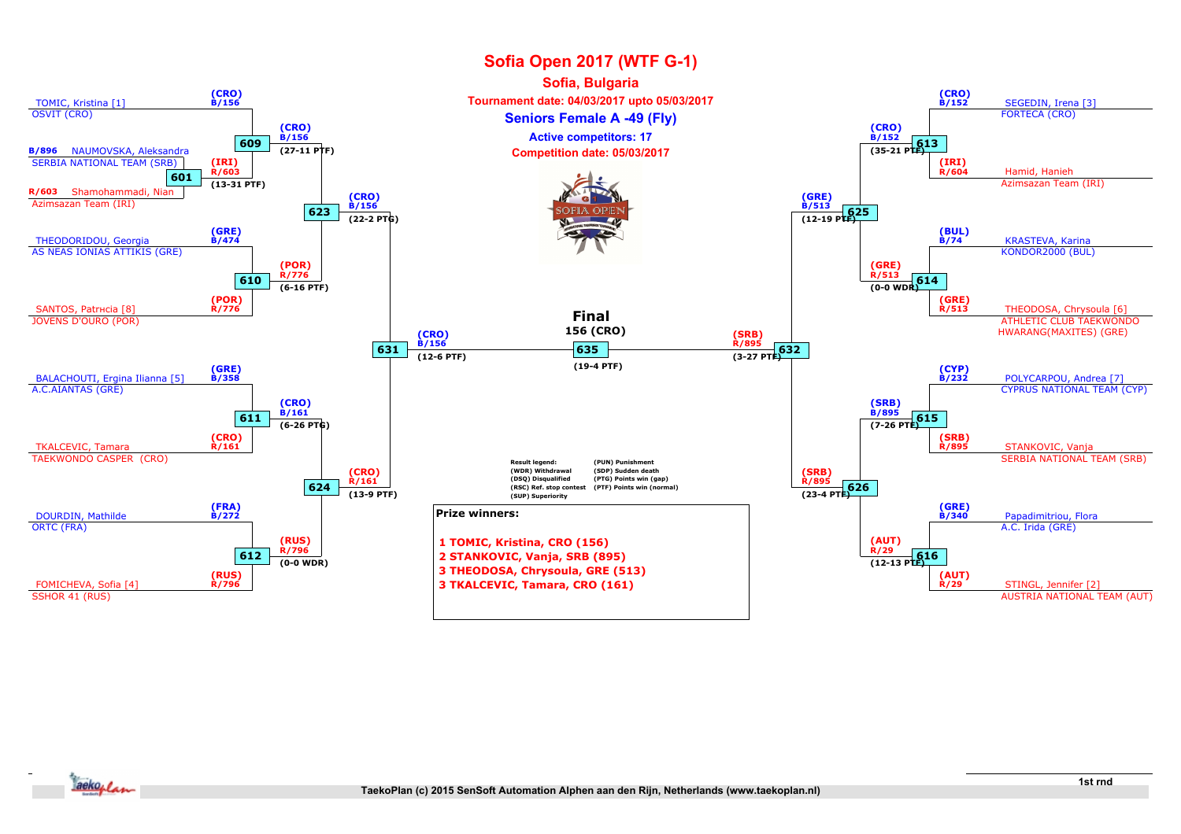# Sofia Open 2017 (WTF G-1)

## Sofia, Bulgaria

**Tournament date: 04/03/2017 upto 05/03/2017**

### Seniors Female A -49 (Fly)

**Active competitors: 17**

**Competition date: 05/03/2017**

**Left bracket – first round**

| Match | Competitor | Team | Winner | Score |
|---|---|---|---|---|
| 601 | B/896 NAUMOVSKA, Aleksandra | SERBIA NATIONAL TEAM (SRB) | (IRI) R/603 | (13-31 PTF) |
| 601 | R/603 Shamohammadi, Nian | Azimsazan Team (IRI) | | |

**Left bracket**

| Match | Blue | Red | Winner | Score |
|---|---|---|---|---|
| 609 | TOMIC, Kristina [1] – OSVIT (CRO) (CRO) B/156 | (IRI) R/603 | (CRO) B/156 | (27-11 PTF) |
| 610 | THEODORIDOU, Georgia – AS NEAS IONIAS ATTIKIS (GRE) (GRE) B/474 | SANTOS, Patrнcia [8] – JOVENS D'OURO (POR) (POR) R/776 | (POR) R/776 | (6-16 PTF) |
| 611 | BALACHOUTI, Ergina Ilianna [5] – A.C.AIANTAS (GRE) (GRE) B/358 | TKALCEVIC, Tamara – TAEKWONDO CASPER (CRO) (CRO) R/161 | (CRO) B/161 | (6-26 PTG) |
| 612 | DOURDIN, Mathilde – ORTC (FRA) (FRA) B/272 | FOMICHEVA, Sofia [4] – SSHOR 41 (RUS) (RUS) R/796 | (RUS) R/796 | (0-0 WDR) |
| 623 | (CRO) B/156 | (POR) R/776 | (CRO) B/156 | (22-2 PTG) |
| 624 | (CRO) B/161 | (RUS) R/796 | (CRO) R/161 | (13-9 PTF) |
| 631 | (CRO) B/156 | (CRO) R/161 | (CRO) B/156 | (12-6 PTF) |

**Right bracket**

| Match | Blue | Red | Winner | Score |
|---|---|---|---|---|
| 613 | SEGEDIN, Irena [3] – FORTECA (CRO) (CRO) B/152 | Hamid, Hanieh – Azimsazan Team (IRI) (IRI) R/604 | (CRO) B/152 | (35-21 PTF) |
| 614 | KRASTEVA, Karina – KONDOR2000 (BUL) (BUL) B/74 | THEODOSA, Chrysoula [6] – ATHLETIC CLUB TAEKWONDO HWARANG(MAXITES) (GRE) (GRE) R/513 | (GRE) R/513 | (0-0 WDR) |
| 615 | POLYCARPOU, Andrea [7] – CYPRUS NATIONAL TEAM (CYP) (CYP) B/232 | STANKOVIC, Vanja – SERBIA NATIONAL TEAM (SRB) (SRB) R/895 | (SRB) B/895 | (7-26 PTF) |
| 616 | Papadimitriou, Flora – A.C. Irida (GRE) (GRE) B/340 | STINGL, Jennifer [2] – AUSTRIA NATIONAL TEAM (AUT) (AUT) R/29 | (AUT) R/29 | (12-13 PTF) |
| 625 | (CRO) B/152 | (GRE) R/513 | (GRE) B/513 | (12-19 PTF) |
| 626 | (SRB) B/895 | (AUT) R/29 | (SRB) R/895 | (23-4 PTF) |
| 632 | (GRE) B/513 | (SRB) R/895 | (SRB) R/895 | (3-27 PTF) |

**Final**

| Match | Blue | Red | Winner | Score |
|---|---|---|---|---|
| 635 | (CRO) B/156 | (SRB) R/895 | 156 (CRO) | (19-4 PTF) |

**Result legend:**

- (WDR) Withdrawal
- (DSQ) Disqualified
- (RSC) Ref. stop contest
- (SUP) Superiority
- (PUN) Punishment
- (SDP) Sudden death
- (PTG) Points win (gap)
- (PTF) Points win (normal)

**Prize winners:**

1. 1 TOMIC, Kristina, CRO (156)
2. 2 STANKOVIC, Vanja, SRB (895)
3. 3 THEODOSA, Chrysoula, GRE (513)
4. 3 TKALCEVIC, Tamara, CRO (161)

1st rnd

TaekoPlan (c) 2015 SenSoft Automation Alphen aan den Rijn, Netherlands (www.taekoplan.nl)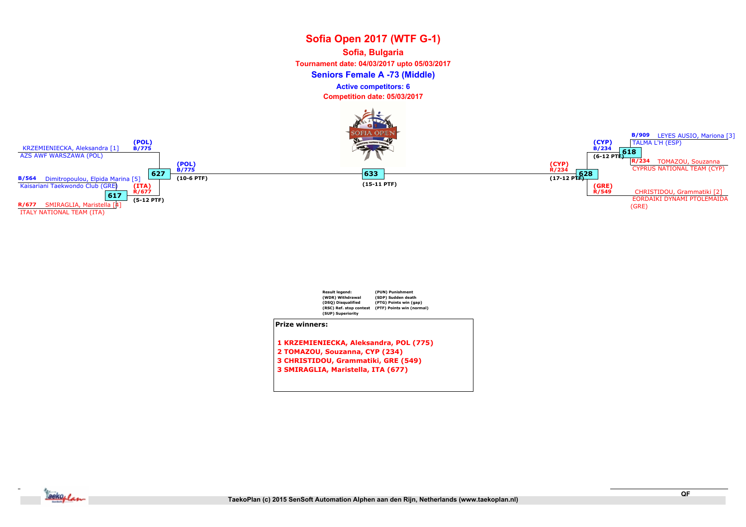# Sofia Open 2017 (WTF G-1)

**Sofia, Bulgaria**

**Tournament date: 04/03/2017 upto 05/03/2017**

## Seniors Female A -73 (Middle)

**Active competitors: 6**

**Competition date: 05/03/2017**

KRZEMIENIECKA, Aleksandra [1]
AZS AWF WARSZAWA (POL)
(POL) B/775

B/564 Dimitropoulou, Elpida Marina [5]
Kaisariani Taekwondo Club (GRE)

617
(ITA) R/677
(5-12 PTF)

R/677 SMIRAGLIA, Maristella [4]
ITALY NATIONAL TEAM (ITA)

627
(POL) B/775
(10-6 PTF)

633
(15-11 PTF)

628
(CYP) R/234
(17-12 PTF)

618
(CYP) B/234
(6-12 PTF)

B/909 LEYES AUSIO, Mariona [3]
TALMA L'H (ESP)

R/234 TOMAZOU, Souzanna
CYPRUS NATIONAL TEAM (CYP)

(GRE) R/549
CHRISTIDOU, Grammatiki [2]
EORDAIKI DYNAMI PTOLEMAIDA (GRE)

Result legend:
(WDR) Withdrawal
(DSQ) Disqualified
(RSC) Ref. stop contest
(SUP) Superiority
(PUN) Punishment
(SDP) Sudden death
(PTG) Points win (gap)
(PTF) Points win (normal)

**Prize winners:**

1 KRZEMIENIECKA, Aleksandra, POL (775)
2 TOMAZOU, Souzanna, CYP (234)
3 CHRISTIDOU, Grammatiki, GRE (549)
3 SMIRAGLIA, Maristella, ITA (677)

QF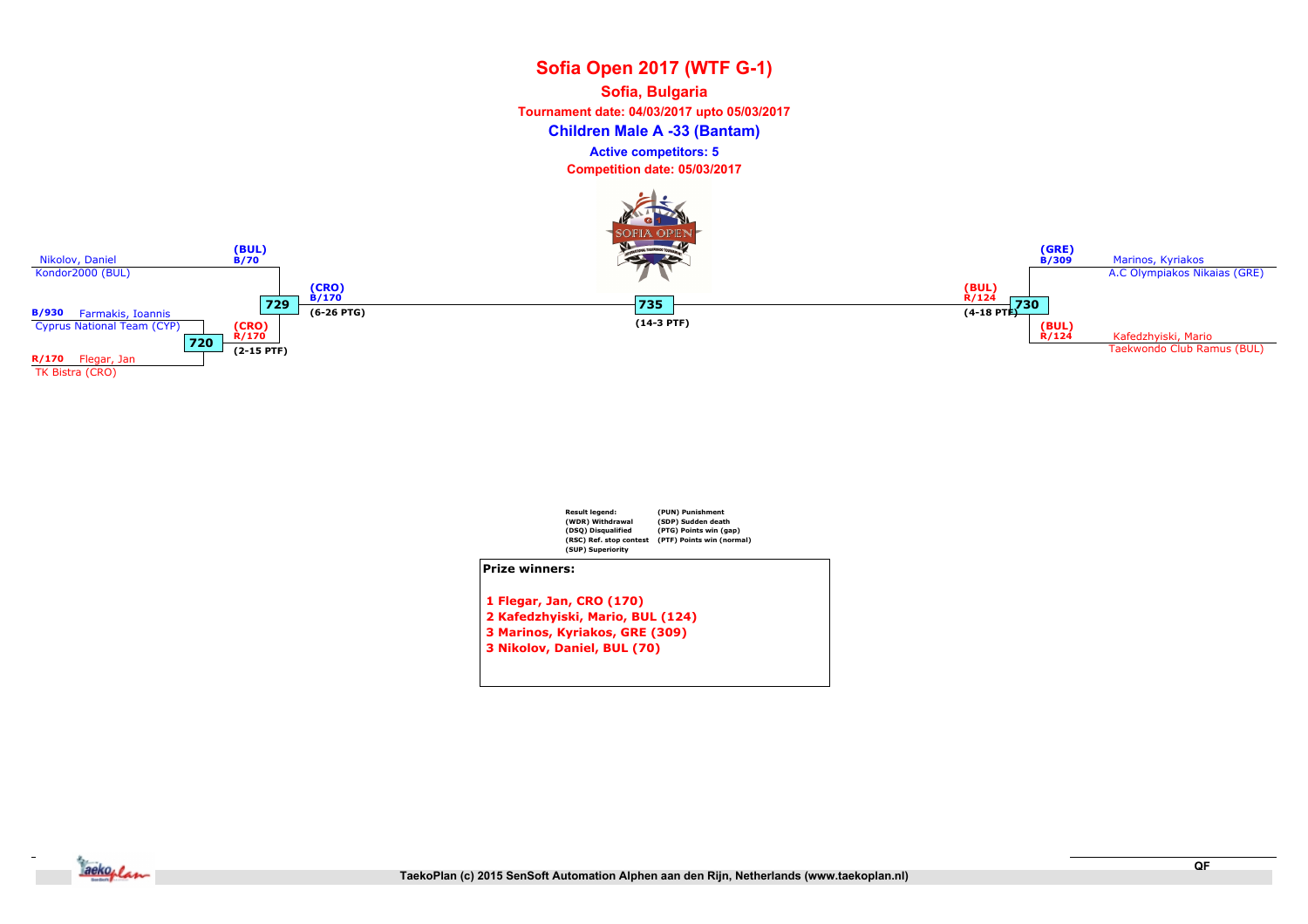# Sofia Open 2017 (WTF G-1)

## Sofia, Bulgaria

**Tournament date: 04/03/2017 upto 05/03/2017**

### Children Male A -33 (Bantam)

**Active competitors: 5**

**Competition date: 05/03/2017**

Nikolov, Daniel (BUL) B/70
Kondor2000 (BUL)

B/930 Farmakis, Ioannis
Cyprus National Team (CYP)

R/170 Flegar, Jan
TK Bistra (CRO)

720: (CRO) R/170 (2-15 PTF)

729: (CRO) B/170 (6-26 PTG)

735: (14-3 PTF)

730: (BUL) R/124 (4-18 PTF)

Marinos, Kyriakos (GRE) B/309
A.C Olympiakos Nikaias (GRE)

Kafedzhyiski, Mario (BUL) R/124
Taekwondo Club Ramus (BUL)

Result legend:
(WDR) Withdrawal
(DSQ) Disqualified
(RSC) Ref. stop contest
(SUP) Superiority
(PUN) Punishment
(SDP) Sudden death
(PTG) Points win (gap)
(PTF) Points win (normal)

**Prize winners:**

1 Flegar, Jan, CRO (170)
2 Kafedzhyiski, Mario, BUL (124)
3 Marinos, Kyriakos, GRE (309)
3 Nikolov, Daniel, BUL (70)

QF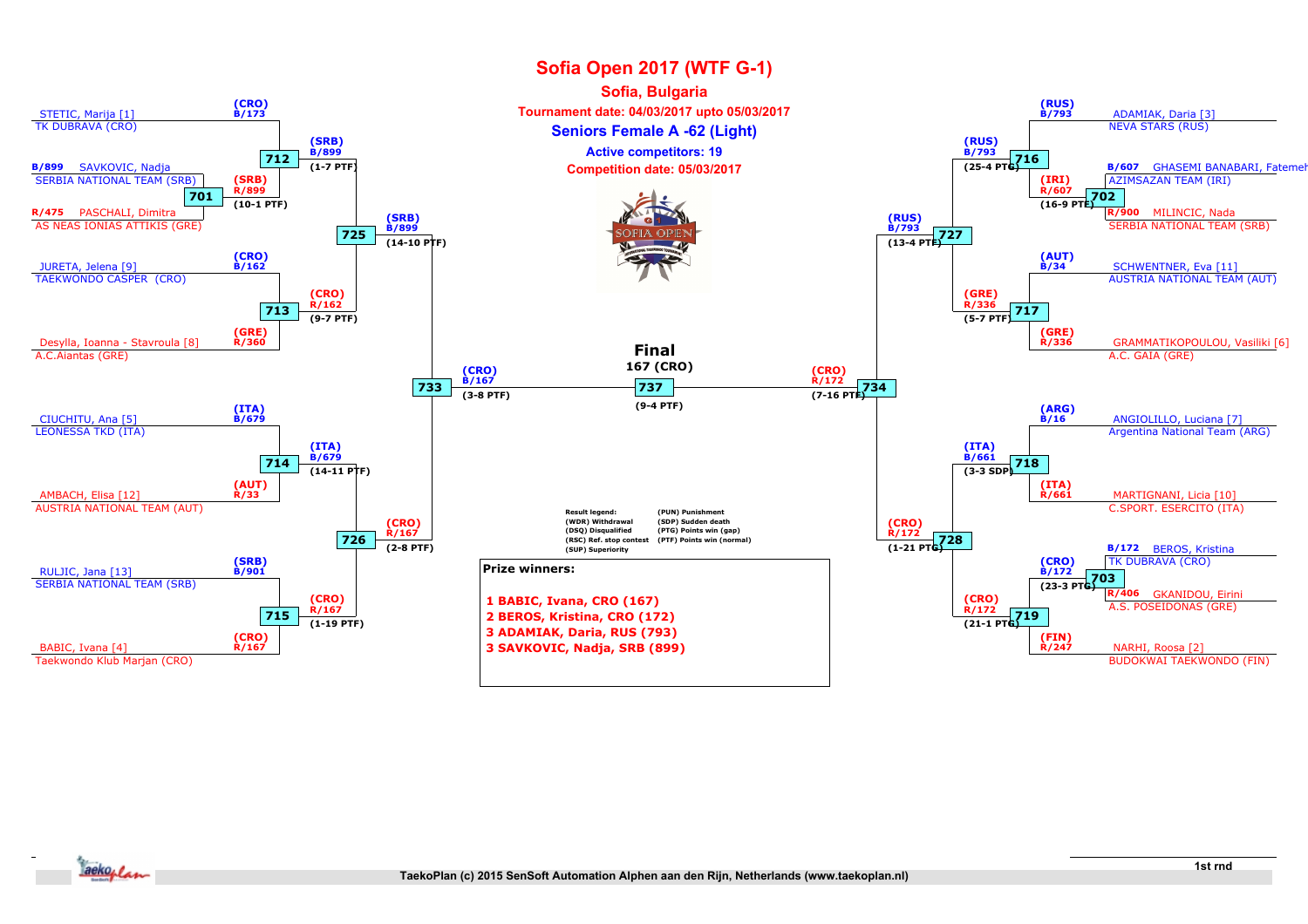# Sofia Open 2017 (WTF G-1)

## Sofia, Bulgaria

**Tournament date: 04/03/2017 upto 05/03/2017**

## Seniors Female A -62 (Light)

**Active competitors: 19**

**Competition date: 05/03/2017**

### Left bracket

- STETIC, Marija [1] – TK DUBRAVA (CRO) — (CRO) B/173
- B/899 SAVKOVIC, Nadja – SERBIA NATIONAL TEAM (SRB)
- R/475 PASCHALI, Dimitra – AS NEAS IONIAS ATTIKIS (GRE)
- 701: (SRB) R/899 (10-1 PTF)
- 712: (SRB) B/899 (1-7 PTF)
- JURETA, Jelena [9] – TAEKWONDO CASPER (CRO) — (CRO) B/162
- Desylla, Ioanna - Stavroula [8] – A.C.Aiantas (GRE) — (GRE) R/360
- 713: (CRO) R/162 (9-7 PTF)
- 725: (SRB) B/899 (14-10 PTF)
- CIUCHITU, Ana [5] – LEONESSA TKD (ITA) — (ITA) B/679
- AMBACH, Elisa [12] – AUSTRIA NATIONAL TEAM (AUT) — (AUT) R/33
- 714: (ITA) B/679 (14-11 PTF)
- RULJIC, Jana [13] – SERBIA NATIONAL TEAM (SRB) — (SRB) B/901
- BABIC, Ivana [4] – Taekwondo Klub Marjan (CRO) — (CRO) R/167
- 715: (CRO) R/167 (1-19 PTF)
- 726: (CRO) R/167 (2-8 PTF)
- 733: (CRO) B/167 (3-8 PTF)

### Right bracket

- ADAMIAK, Daria [3] – NEVA STARS (RUS) — (RUS) B/793
- B/607 GHASEMI BANABARI, Fatemeh – AZIMSAZAN TEAM (IRI)
- R/900 MILINCIC, Nada – SERBIA NATIONAL TEAM (SRB)
- 702: (IRI) R/607 (16-9 PTF)
- 716: (RUS) B/793 (25-4 PTG)
- SCHWENTNER, Eva [11] – AUSTRIA NATIONAL TEAM (AUT) — (AUT) B/34
- GRAMMATIKOPOULOU, Vasiliki [6] – A.C. GAIA (GRE) — (GRE) R/336
- 717: (GRE) R/336 (5-7 PTF)
- 727: (RUS) B/793 (13-4 PTF)
- ANGIOLILLO, Luciana [7] – Argentina National Team (ARG) — (ARG) B/16
- MARTIGNANI, Licia [10] – C.SPORT. ESERCITO (ITA) — (ITA) R/661
- 718: (ITA) B/661 (3-3 SDP)
- B/172 BEROS, Kristina – TK DUBRAVA (CRO)
- R/406 GKANIDOU, Eirini – A.S. POSEIDONAS (GRE)
- 703: (CRO) B/172 (23-3 PTG)
- NARHI, Roosa [2] – BUDOKWAI TAEKWONDO (FIN) — (FIN) R/247
- 719: (CRO) R/172 (21-1 PTG)
- 728: (CRO) R/172 (1-21 PTG)
- 734: (CRO) R/172 (7-16 PTF)

### Final

167 (CRO)

737: (9-4 PTF)

Result legend:

| | |
|---|---|
| (WDR) Withdrawal | (PUN) Punishment |
| (DSQ) Disqualified | (SDP) Sudden death |
| (RSC) Ref. stop contest | (PTG) Points win (gap) |
| (SUP) Superiority | (PTF) Points win (normal) |

**Prize winners:**

1 BABIC, Ivana, CRO (167)
2 BEROS, Kristina, CRO (172)
3 ADAMIAK, Daria, RUS (793)
3 SAVKOVIC, Nadja, SRB (899)

1st rnd

TaekoPlan (c) 2015 SenSoft Automation Alphen aan den Rijn, Netherlands (www.taekoplan.nl)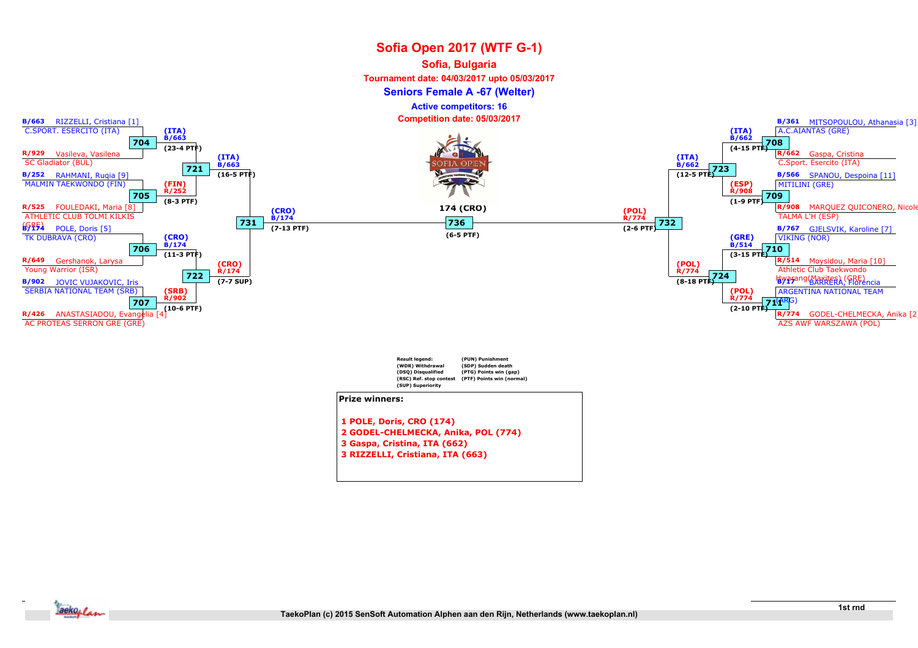# Sofia Open 2017 (WTF G-1)

## Sofia, Bulgaria

**Tournament date: 04/03/2017 upto 05/03/2017**

### Seniors Female A -67 (Welter)

**Active competitors: 16**

**Competition date: 05/03/2017**

B/663 RIZZELLI, Cristiana [1]
C.SPORT. ESERCITO (ITA)

704 — (ITA) B/663 (23-4 PTF)

R/929 Vasileva, Vasilena
SC Gladiator (BUL)

721 — (ITA) B/663 (16-5 PTF)

B/252 RAHMANI, Ruqia [9]
MALMIN TAEKWONDO (FIN)

705 — (FIN) R/252 (8-3 PTF)

R/525 FOULEDAKI, Maria [8]
ATHLETIC CLUB TOLMI KILKIS (GRE)

731 — (CRO) B/174 (7-13 PTF)

B/174 POLE, Doris [5]
TK DUBRAVA (CRO)

706 — (CRO) B/174 (11-3 PTF)

R/649 Gershanok, Larysa
Young Warrior (ISR)

722 — (CRO) R/174 (7-7 SUP)

B/902 JOVIC VUJAKOVIC, Iris
SERBIA NATIONAL TEAM (SRB)

707 — (SRB) R/902 (10-6 PTF)

R/426 ANASTASIADOU, Evangelia [4]
AC PROTEAS SERRON GRE (GRE)

736 — 174 (CRO) (6-5 PTF)

B/361 MITSOPOULOU, Athanasia [3]
A.C.AIANTAS (GRE)

708 — (ITA) B/662 (4-15 PTF)

R/662 Gaspa, Cristina
C.Sport. Esercito (ITA)

723 — (ITA) B/662 (12-5 PTF)

B/566 SPANOU, Despoina [11]
MITILINI (GRE)

709 — (ESP) R/908 (1-9 PTF)

R/908 MARQUEZ QUICONERO, Nicole
TALMA L'H (ESP)

732 — (POL) R/774 (2-6 PTF)

B/767 GJELSVIK, Karoline [7]
VIKING (NOR)

710 — (GRE) B/514 (3-15 PTF)

R/514 Moysidou, Maria [10]
Athletic Club Taekwondo Hwarang(Maxites) (GRE)

724 — (POL) R/774 (8-18 PTF)

B/17 BARRERA, Florencia
ARGENTINA NATIONAL TEAM (ARG)

711 — (POL) R/774 (2-10 PTF)

R/774 GODEL-CHELMECKA, Anika [2]
AZS AWF WARSZAWA (POL)

Result legend:
(WDR) Withdrawal
(DSQ) Disqualified
(RSC) Ref. stop contest
(SUP) Superiority
(PUN) Punishment
(SDP) Sudden death
(PTG) Points win (gap)
(PTF) Points win (normal)

**Prize winners:**

1 POLE, Doris, CRO (174)
2 GODEL-CHELMECKA, Anika, POL (774)
3 Gaspa, Cristina, ITA (662)
3 RIZZELLI, Cristiana, ITA (663)

1st rnd

TaekoPlan (c) 2015 SenSoft Automation Alphen aan den Rijn, Netherlands (www.taekoplan.nl)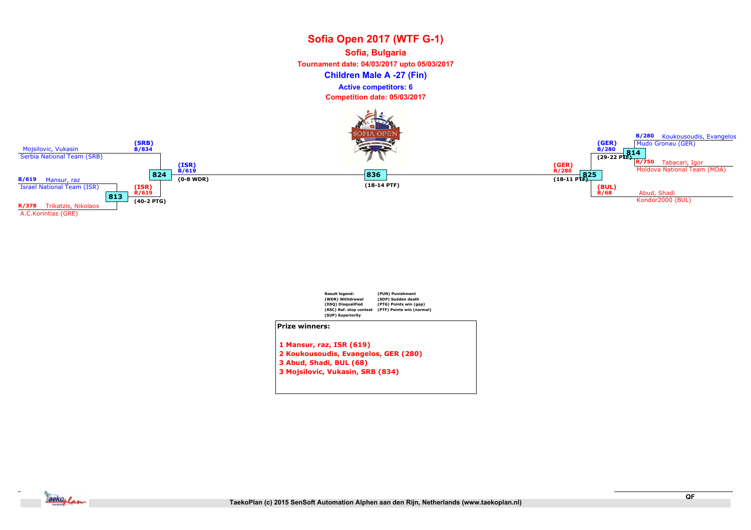# Sofia Open 2017 (WTF G-1)

**Sofia, Bulgaria**

**Tournament date: 04/03/2017 upto 05/03/2017**

## Children Male A -27 (Fin)

**Active competitors: 6**

**Competition date: 05/03/2017**

Mojsilovic, Vukasin
Serbia National Team (SRB)

(SRB) B/834

B/619 Mansur, raz
Israel National Team (ISR)

813

(ISR) R/619

(40-2 PTG)

R/378 Trikatzis, Nikolaos
A.C.Korintias (GRE)

824

(ISR) B/619

(0-8 WDR)

836

(18-14 PTF)

(GER) R/280

(18-11 PTF)

825

(GER) B/280

(29-22 PTF)

814

B/280 Koukousoudis, Evangelos
Mudo Gronau (GER)

R/750 Tabacari, Igor
Moldova National Team (MDA)

(BUL) R/68

Abud, Shadi
Kondor2000 (BUL)

| Result legend: | |
|---|---|
| (WDR) Withdrawal | (PUN) Punishment |
| (DSQ) Disqualified | (SDP) Sudden death |
| (RSC) Ref. stop contest | (PTG) Points win (gap) |
| (SUP) Superiority | (PTF) Points win (normal) |

**Prize winners:**

1 Mansur, raz, ISR (619)
2 Koukousoudis, Evangelos, GER (280)
3 Abud, Shadi, BUL (68)
3 Mojsilovic, Vukasin, SRB (834)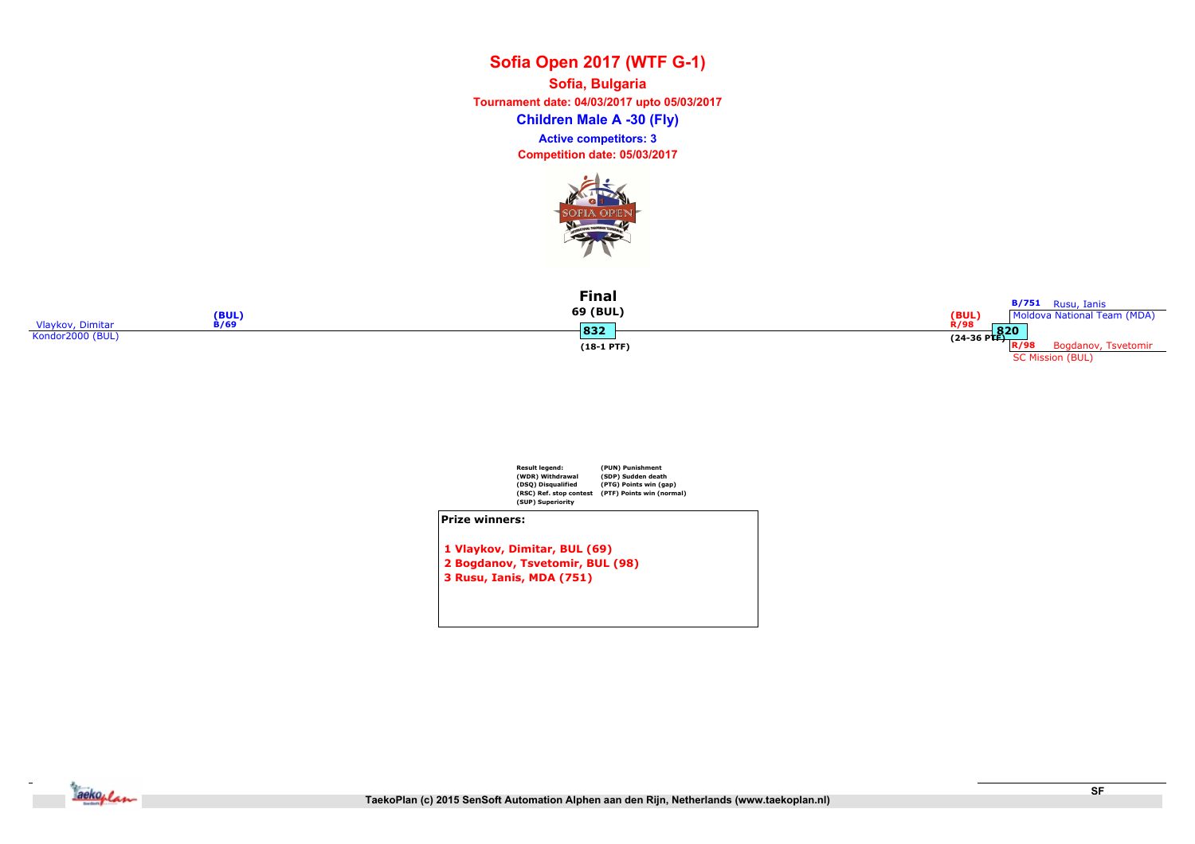# Sofia Open 2017 (WTF G-1)

**Sofia, Bulgaria**

**Tournament date: 04/03/2017 upto 05/03/2017**

**Children Male A -30 (Fly)**

**Active competitors: 3**

**Competition date: 05/03/2017**

**Final**

**69 (BUL)**

832

(18-1 PTF)

Vlaykov, Dimitar (BUL) B/69
Kondor2000 (BUL)

(BUL) R/98
820
(24-36 PTF)

B/751 Rusu, Ianis
Moldova National Team (MDA)

R/98 Bogdanov, Tsvetomir
SC Mission (BUL)

| Result legend: | |
|---|---|
| (WDR) Withdrawal | (PUN) Punishment |
| (DSQ) Disqualified | (SDP) Sudden death |
| (RSC) Ref. stop contest | (PTG) Points win (gap) |
| (SUP) Superiority | (PTF) Points win (normal) |

**Prize winners:**

1 Vlaykov, Dimitar, BUL (69)
2 Bogdanov, Tsvetomir, BUL (98)
3 Rusu, Ianis, MDA (751)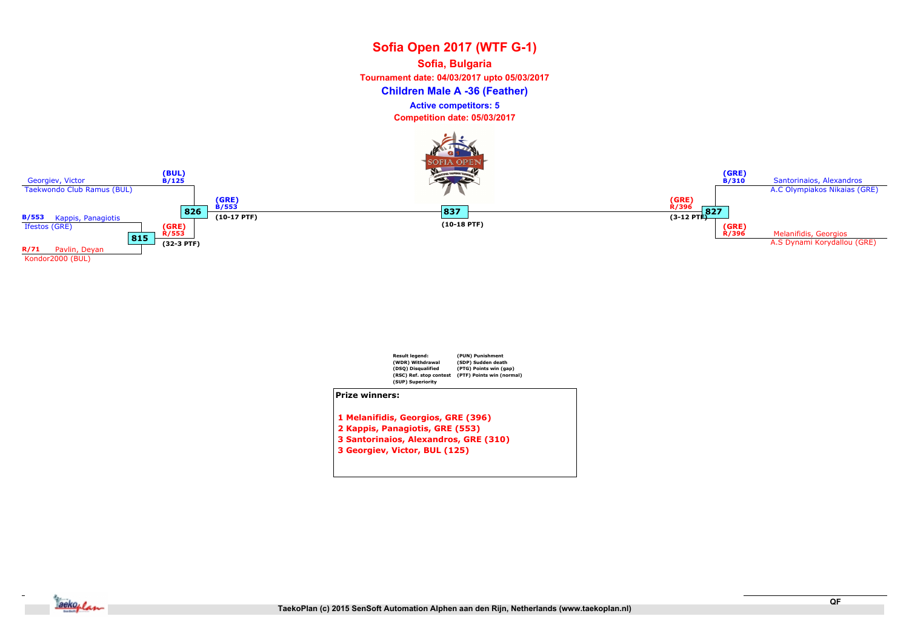# Sofia Open 2017 (WTF G-1)

## Sofia, Bulgaria

**Tournament date: 04/03/2017 upto 05/03/2017**

### Children Male A -36 (Feather)

**Active competitors: 5**

**Competition date: 05/03/2017**

Georgiev, Victor
Taekwondo Club Ramus (BUL)

B/553 Kappis, Panagiotis
Ifestos (GRE)

R/71 Pavlin, Deyan
Kondor2000 (BUL)

815 — (GRE) R/553 (32-3 PTF)

826 — (BUL) B/125; (GRE) B/553 (10-17 PTF)

837 (10-18 PTF)

827 — (GRE) R/396 (3-12 PTF)

(GRE) B/310 Santorinaios, Alexandros
A.C Olympiakos Nikaias (GRE)

(GRE) R/396 Melanifidis, Georgios
A.S Dynami Korydallou (GRE)

Result legend:
(WDR) Withdrawal
(DSQ) Disqualified
(RSC) Ref. stop contest
(SUP) Superiority
(PUN) Punishment
(SDP) Sudden death
(PTG) Points win (gap)
(PTF) Points win (normal)

**Prize winners:**

1 Melanifidis, Georgios, GRE (396)
2 Kappis, Panagiotis, GRE (553)
3 Santorinaios, Alexandros, GRE (310)
3 Georgiev, Victor, BUL (125)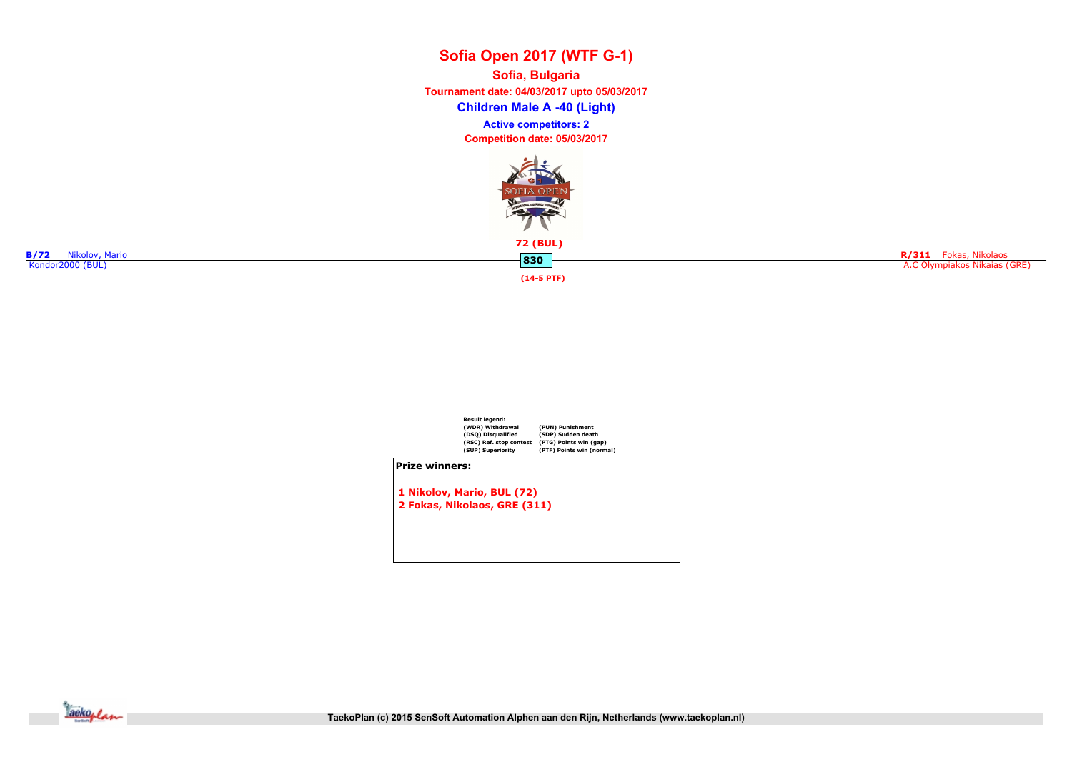# Sofia Open 2017 (WTF G-1)

**Sofia, Bulgaria**

**Tournament date: 04/03/2017 upto 05/03/2017**

## Children Male A -40 (Light)

**Active competitors: 2**

**Competition date: 05/03/2017**

**B/72** Nikolov, Mario
Kondor2000 (BUL)

**72 (BUL)**

**830**

**(14-5 PTF)**

**R/311** Fokas, Nikolaos
A.C Olympiakos Nikaias (GRE)

**Result legend:**

| | |
|---|---|
| (WDR) Withdrawal | (PUN) Punishment |
| (DSQ) Disqualified | (SDP) Sudden death |
| (RSC) Ref. stop contest | (PTG) Points win (gap) |
| (SUP) Superiority | (PTF) Points win (normal) |

**Prize winners:**

**1 Nikolov, Mario, BUL (72)**
**2 Fokas, Nikolaos, GRE (311)**

TaekoPlan (c) 2015 SenSoft Automation Alphen aan den Rijn, Netherlands (www.taekoplan.nl)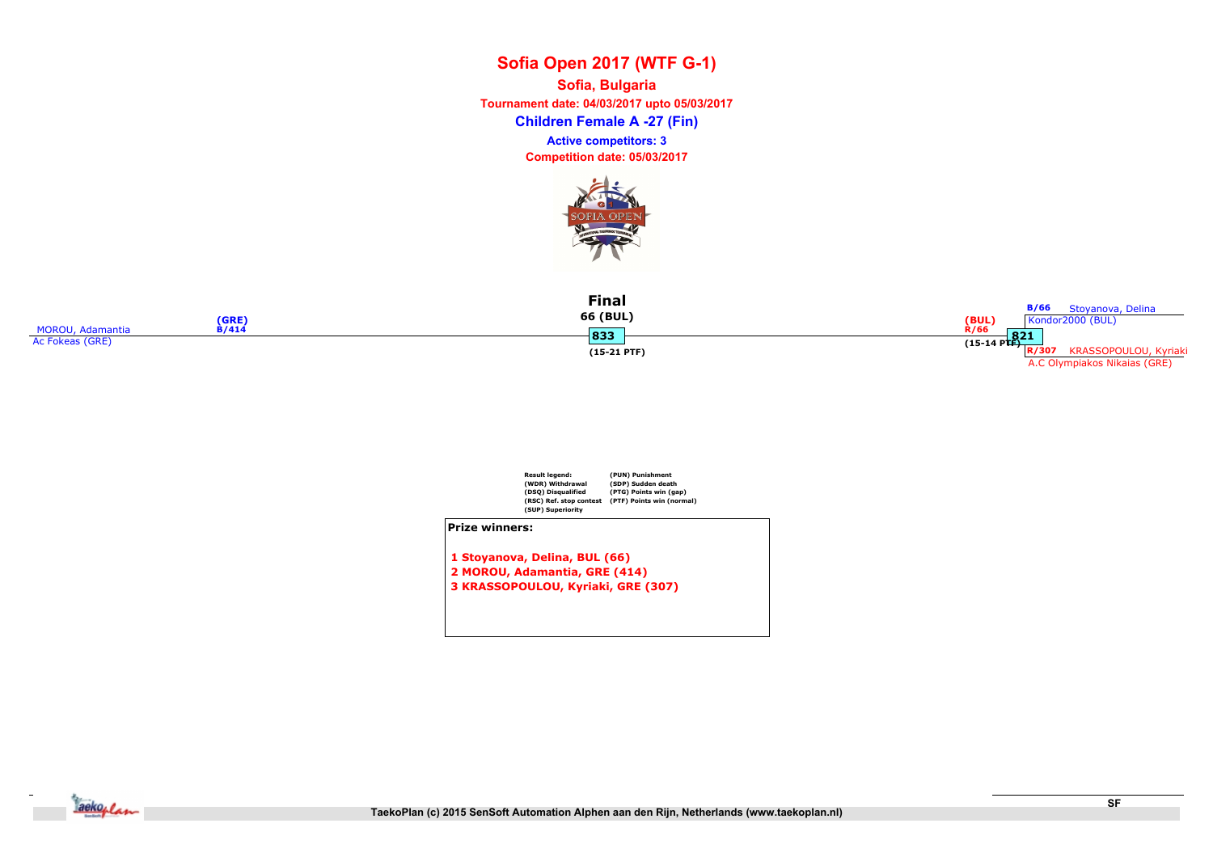# Sofia Open 2017 (WTF G-1)

**Sofia, Bulgaria**

**Tournament date: 04/03/2017 upto 05/03/2017**

**Children Female A -27 (Fin)**

**Active competitors: 3**

**Competition date: 05/03/2017**

**Final**

**66 (BUL)**

MOROU, Adamantia (GRE) B/414
Ac Fokeas (GRE)

**833**

(15-21 PTF)

(BUL) R/66

821

(15-14 PTF)

B/66 Stoyanova, Delina
Kondor2000 (BUL)

R/307 KRASSOPOULOU, Kyriaki
A.C Olympiakos Nikaias (GRE)

Result legend:
(WDR) Withdrawal
(DSQ) Disqualified
(RSC) Ref. stop contest
(SUP) Superiority
(PUN) Punishment
(SDP) Sudden death
(PTG) Points win (gap)
(PTF) Points win (normal)

**Prize winners:**

**1 Stoyanova, Delina, BUL (66)**
**2 MOROU, Adamantia, GRE (414)**
**3 KRASSOPOULOU, Kyriaki, GRE (307)**

SF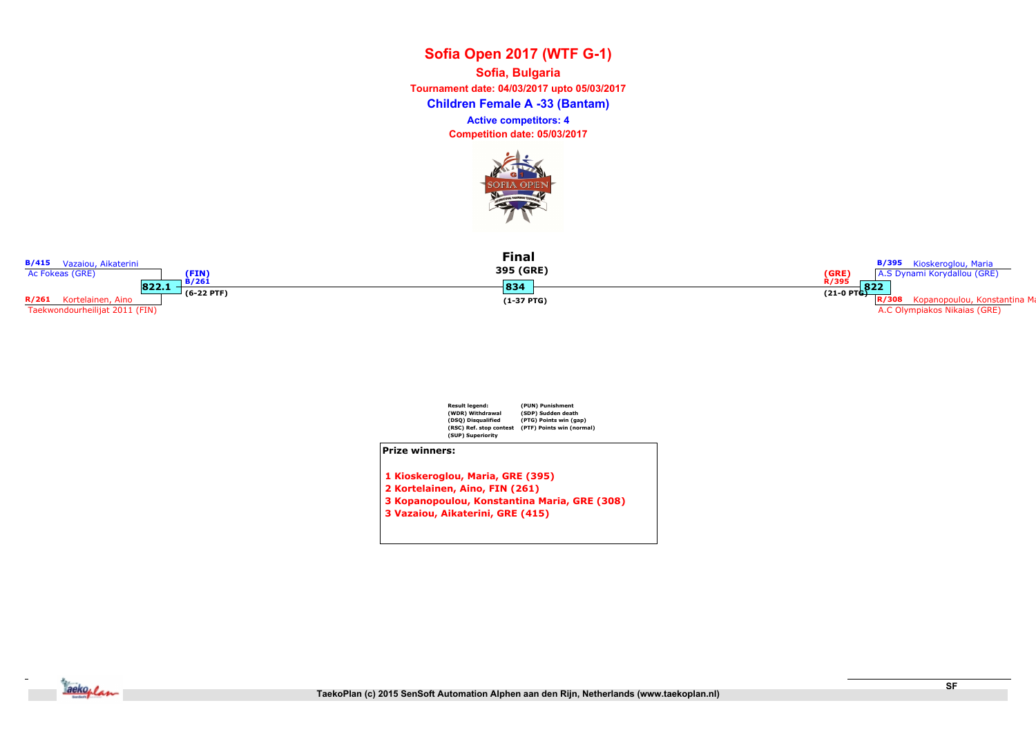# Sofia Open 2017 (WTF G-1)

**Sofia, Bulgaria**

**Tournament date: 04/03/2017 upto 05/03/2017**

## Children Female A -33 (Bantam)

**Active competitors: 4**

**Competition date: 05/03/2017**

B/415 Vazaiou, Aikaterini
Ac Fokeas (GRE)

822.1

(FIN)
B/261
(6-22 PTF)

R/261 Kortelainen, Aino
Taekwondourheilijat 2011 (FIN)

**Final**

**395 (GRE)**

834

(1-37 PTG)

B/395 Kioskeroglou, Maria
A.S Dynami Korydallou (GRE)

822

(GRE)
R/395
(21-0 PTG)

R/308 Kopanopoulou, Konstantina Ma
A.C Olympiakos Nikaias (GRE)

Result legend:
(WDR) Withdrawal
(DSQ) Disqualified
(RSC) Ref. stop contest
(SUP) Superiority
(PUN) Punishment
(SDP) Sudden death
(PTG) Points win (gap)
(PTF) Points win (normal)

**Prize winners:**

1 Kioskeroglou, Maria, GRE (395)
2 Kortelainen, Aino, FIN (261)
3 Kopanopoulou, Konstantina Maria, GRE (308)
3 Vazaiou, Aikaterini, GRE (415)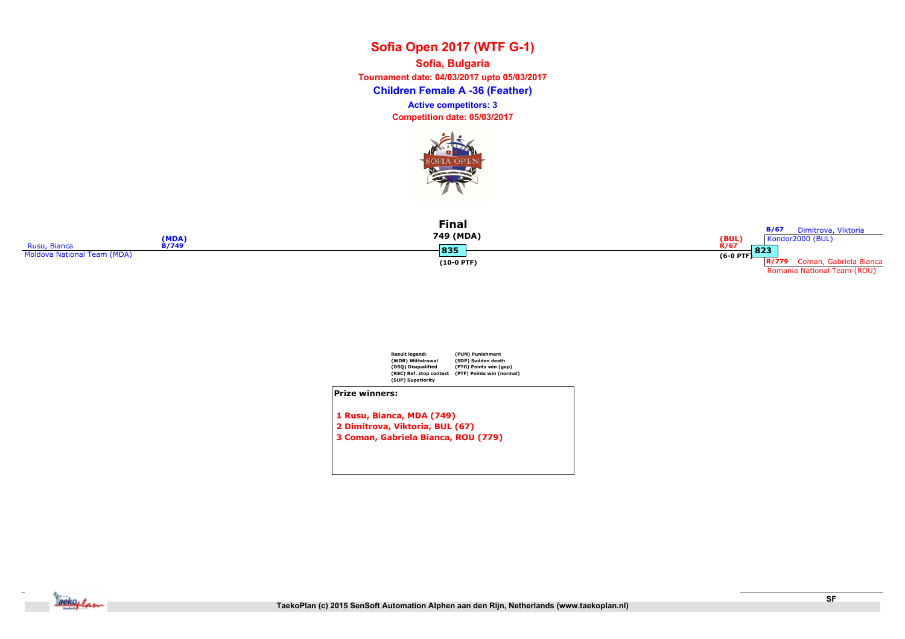# Sofia Open 2017 (WTF G-1)

**Sofia, Bulgaria**

**Tournament date: 04/03/2017 upto 05/03/2017**

**Children Female A -36 (Feather)**

**Active competitors: 3**

**Competition date: 05/03/2017**

**Final**

**749 (MDA)**

**835**

**(10-0 PTF)**

Rusu, Bianca
Moldova National Team (MDA)
**(MDA)**
**B/749**

**(BUL)**
**R/67**
**823**
**(6-0 PTF)**

**B/67** Dimitrova, Viktoria
Kondor2000 (BUL)

**R/779** Coman, Gabriela Bianca
Romania National Team (ROU)

Result legend:
(WDR) Withdrawal
(DSQ) Disqualified
(RSC) Ref. stop contest
(SUP) Superiority
(PUN) Punishment
(SDP) Sudden death
(PTG) Points win (gap)
(PTF) Points win (normal)

**Prize winners:**

1 Rusu, Bianca, MDA (749)
2 Dimitrova, Viktoria, BUL (67)
3 Coman, Gabriela Bianca, ROU (779)

SF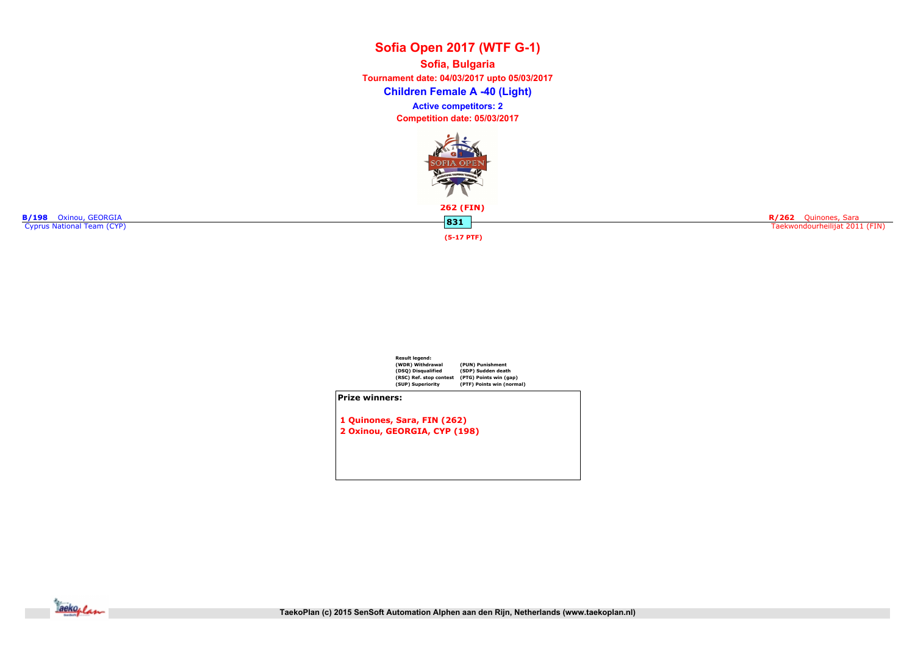# Sofia Open 2017 (WTF G-1)

**Sofia, Bulgaria**

**Tournament date: 04/03/2017 upto 05/03/2017**

**Children Female A -40 (Light)**

**Active competitors: 2**

**Competition date: 05/03/2017**

**B/198** Oxinou, GEORGIA
Cyprus National Team (CYP)

**262 (FIN)**

**831**

**(5-17 PTF)**

**R/262** Quinones, Sara
Taekwondourheilijat 2011 (FIN)

**Result legend:**

| | |
|---|---|
| (WDR) Withdrawal | (PUN) Punishment |
| (DSQ) Disqualified | (SDP) Sudden death |
| (RSC) Ref. stop contest | (PTG) Points win (gap) |
| (SUP) Superiority | (PTF) Points win (normal) |

**Prize winners:**

1 Quinones, Sara, FIN (262)
2 Oxinou, GEORGIA, CYP (198)

TaekoPlan (c) 2015 SenSoft Automation Alphen aan den Rijn, Netherlands (www.taekoplan.nl)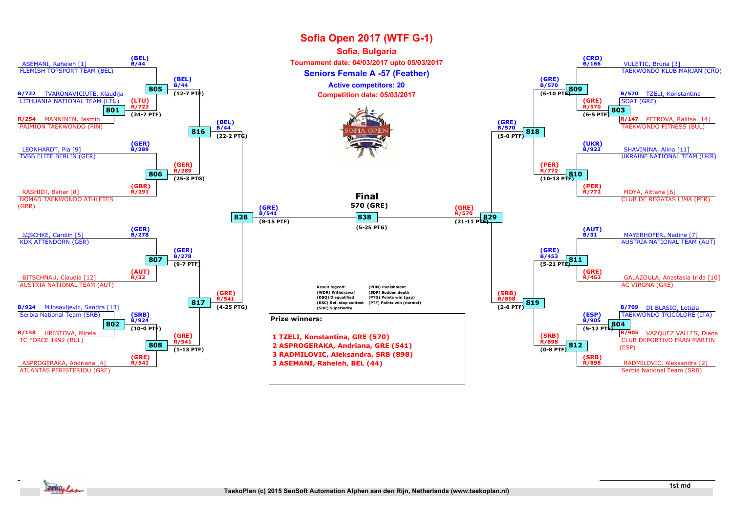# Sofia Open 2017 (WTF G-1)

## Sofia, Bulgaria

Tournament date: 04/03/2017 upto 05/03/2017

### Seniors Female A -57 (Feather)

Active competitors: 20

Competition date: 05/03/2017

ASEMANI, Raheleh [1]
FLEMISH TOPSPORT TEAM (BEL)
(BEL) B/44

B/722 TVARONAVICIUTE, Klaudija
LITHUANIA NATIONAL TEAM (LTU)

R/254 MANNINEN, Jasmin
PAIMION TAEKWONDO (FIN)

801 (LTU) R/722 (24-7 PTF)

805 (BEL) B/44 (12-7 PTF)

LEONHARDT, Pia [9]
TVBB ELITE BERLIN (GER)
(GER) B/289

RASHIDI, Bahar [8]
NOMAD TAEKWONDO ATHLETES (GBR)
(GBR) R/291

806 (GER) R/289 (25-3 PTG)

816 (BEL) B/44 (22-2 PTG)

JДSCHKE, Carolin [5]
KDK ATTENDORN (GER)
(GER) B/278

BITSCHNAU, Claudia [12]
AUSTRIA NATIONAL TEAM (AUT)
(AUT) R/32

807 (GER) B/278 (9-7 PTF)

B/924 Milosavljevic, Sandra [13]
Serbia National Team (SRB)

R/148 HRISTOVA, Mirela
TC FORCE 1992 (BUL)

802 (SRB) B/924 (10-0 PTF)

ASPROGERAKA, Andriana [4]
ATLANTAS PERISTERIOU (GRE)
(GRE) R/541

808 (GRE) R/541 (1-13 PTF)

817 (GRE) R/541 (4-25 PTG)

828 (GRE) B/541 (8-15 PTF)

VULETIC, Bruna [3]
TAEKWONDO KLUB MARJAN (CRO)
(CRO) B/166

B/570 TZELI, Konstantina
SOAT (GRE)

R/147 PETROVA, Ralitsa [14]
TAEKWONDO FITNESS (BUL)

803 (GRE) R/570 (6-5 PTF)

809 (GRE) B/570 (6-10 PTF)

SHAVININA, Alina [11]
UKRAINE NATIONAL TEAM (UKR)
(UKR) B/923

MOYA, Aittana [6]
CLUB DE REGATAS LIMA (PER)
(PER) R/772

810 (PER) R/772 (10-13 PTF)

818 (GRE) B/570 (5-0 PTF)

MAYERHOFER, Nadine [7]
AUSTRIA NATIONAL TEAM (AUT)
(AUT) B/31

GALAZOULA, Anastasia Irida [10]
AC VIRONA (GRE)
(GRE) R/453

811 (GRE) B/453 (5-21 PTF)

B/709 DI BLASIO, Letizia
TAEKWONDO TRICOLORE (ITA)

R/905 VAZQUEZ VALLES, Diana
CLUB DEPORTIVO FRAN MARTIN (ESP)

804 (ESP) B/905 (5-12 PTF)

RADMILOVIC, Aleksandra [2]
Serbia National Team (SRB)
(SRB) R/898

812 (SRB) R/898 (0-8 PTF)

819 (SRB) R/898 (2-6 PTF)

829 (GRE) R/570 (21-11 PTF)

**Final**
570 (GRE)
838 (5-25 PTG)

Result legend:
(WDR) Withdrawal
(DSQ) Disqualified
(RSC) Ref. stop contest
(SUP) Superiority
(PUN) Punishment
(SDP) Sudden death
(PTG) Points win (gap)
(PTF) Points win (normal)

**Prize winners:**

1 TZELI, Konstantina, GRE (570)
2 ASPROGERAKA, Andriana, GRE (541)
3 RADMILOVIC, Aleksandra, SRB (898)
3 ASEMANI, Raheleh, BEL (44)

1st rnd

TaekoPlan (c) 2015 SenSoft Automation Alphen aan den Rijn, Netherlands (www.taekoplan.nl)